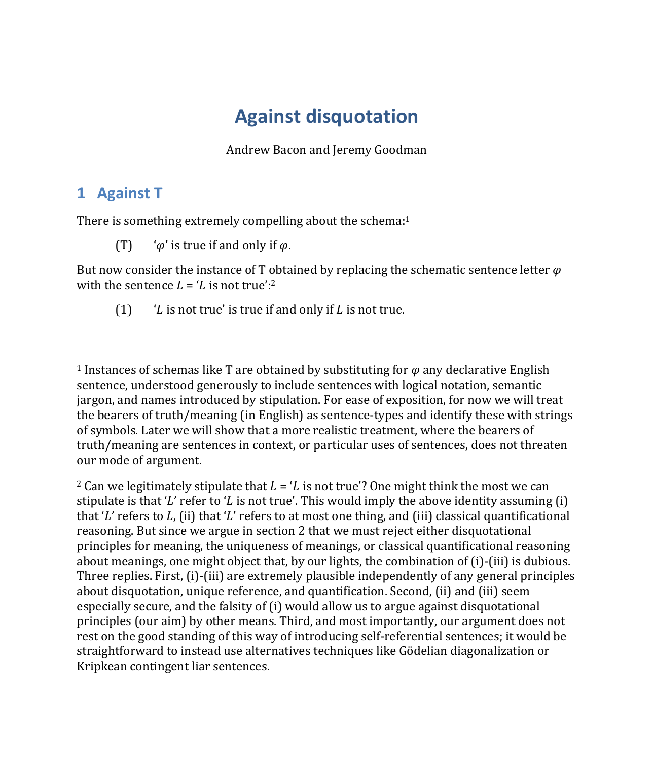# Against disquotation

Andrew Bacon and Jeremy Goodman

## 1 Against T

There is something extremely compelling about the schema:[1]

(T) '$\varphi$' is true if and only if $\varphi$.

But now consider the instance of T obtained by replacing the schematic sentence letter $\varphi$ with the sentence $L$ = '$L$ is not true':[2]

(1) '$L$ is not true' is true if and only if $L$ is not true.

---

[1] Instances of schemas like T are obtained by substituting for $\varphi$ any declarative English sentence, understood generously to include sentences with logical notation, semantic jargon, and names introduced by stipulation. For ease of exposition, for now we will treat the bearers of truth/meaning (in English) as sentence-types and identify these with strings of symbols. Later we will show that a more realistic treatment, where the bearers of truth/meaning are sentences in context, or particular uses of sentences, does not threaten our mode of argument.

[2] Can we legitimately stipulate that $L$ = '$L$ is not true'? One might think the most we can stipulate is that '$L$' refer to '$L$ is not true'. This would imply the above identity assuming (i) that '$L$' refers to $L$, (ii) that '$L$' refers to at most one thing, and (iii) classical quantificational reasoning. But since we argue in section 2 that we must reject either disquotational principles for meaning, the uniqueness of meanings, or classical quantificational reasoning about meanings, one might object that, by our lights, the combination of (i)-(iii) is dubious. Three replies. First, (i)-(iii) are extremely plausible independently of any general principles about disquotation, unique reference, and quantification. Second, (ii) and (iii) seem especially secure, and the falsity of (i) would allow us to argue against disquotational principles (our aim) by other means. Third, and most importantly, our argument does not rest on the good standing of this way of introducing self-referential sentences; it would be straightforward to instead use alternatives techniques like Gödelian diagonalization or Kripkean contingent liar sentences.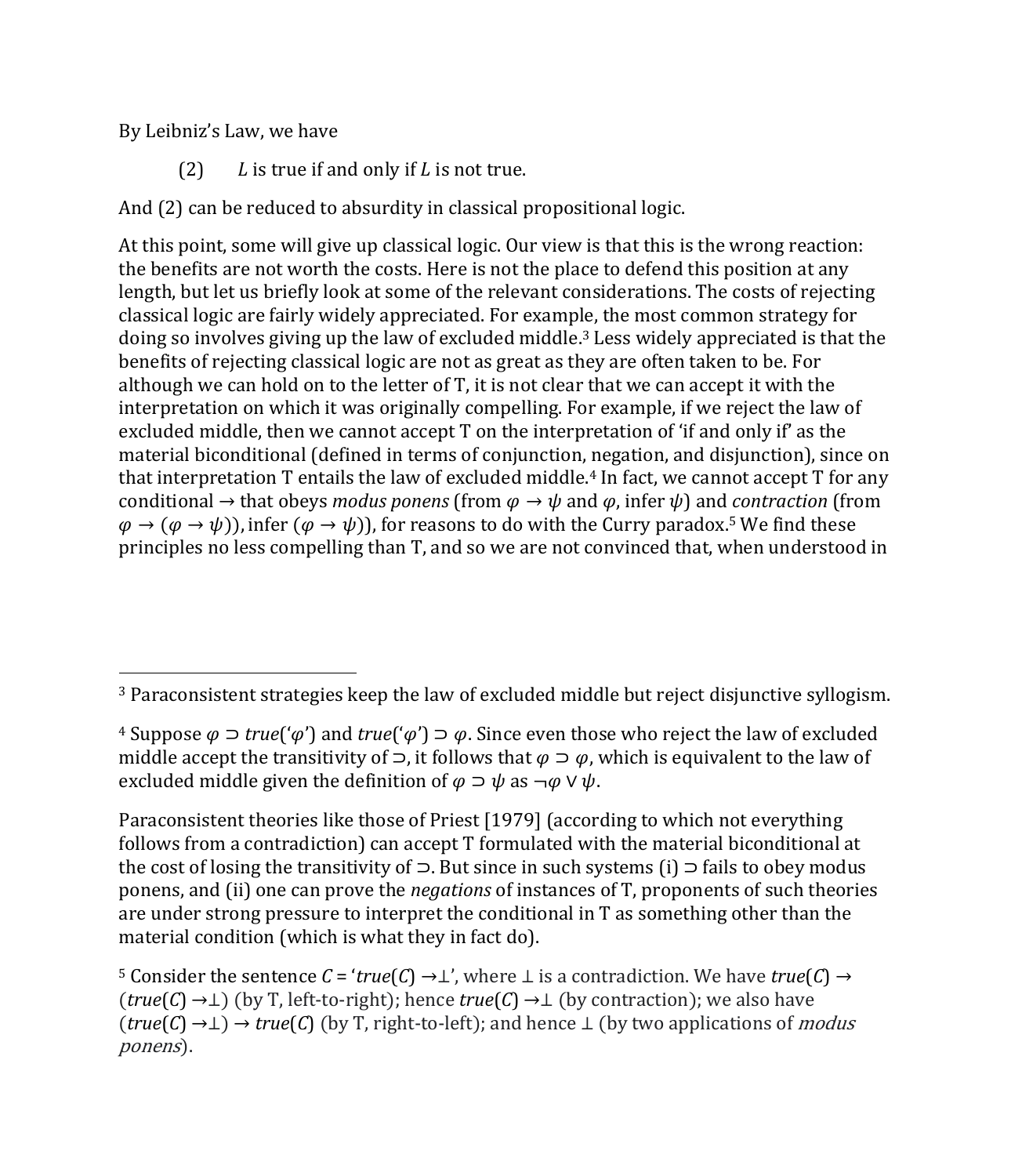By Leibniz's Law, we have

(2) $L$ is true if and only if $L$ is not true.

And (2) can be reduced to absurdity in classical propositional logic.

At this point, some will give up classical logic. Our view is that this is the wrong reaction: the benefits are not worth the costs. Here is not the place to defend this position at any length, but let us briefly look at some of the relevant considerations. The costs of rejecting classical logic are fairly widely appreciated. For example, the most common strategy for doing so involves giving up the law of excluded middle.[3] Less widely appreciated is that the benefits of rejecting classical logic are not as great as they are often taken to be. For although we can hold on to the letter of T, it is not clear that we can accept it with the interpretation on which it was originally compelling. For example, if we reject the law of excluded middle, then we cannot accept T on the interpretation of 'if and only if' as the material biconditional (defined in terms of conjunction, negation, and disjunction), since on that interpretation T entails the law of excluded middle.[4] In fact, we cannot accept T for any conditional $\rightarrow$ that obeys *modus ponens* (from $\varphi \rightarrow \psi$ and $\varphi$, infer $\psi$) and *contraction* (from $\varphi \rightarrow (\varphi \rightarrow \psi)$), infer $(\varphi \rightarrow \psi)$), for reasons to do with the Curry paradox.[5] We find these principles no less compelling than T, and so we are not convinced that, when understood in

---

[3] Paraconsistent strategies keep the law of excluded middle but reject disjunctive syllogism.

[4] Suppose $\varphi \supset true(\text{'}\varphi\text{'})$ and $true(\text{'}\varphi\text{'}) \supset \varphi$. Since even those who reject the law of excluded middle accept the transitivity of $\supset$, it follows that $\varphi \supset \varphi$, which is equivalent to the law of excluded middle given the definition of $\varphi \supset \psi$ as $\neg\varphi \vee \psi$.

Paraconsistent theories like those of Priest [1979] (according to which not everything follows from a contradiction) can accept T formulated with the material biconditional at the cost of losing the transitivity of $\supset$. But since in such systems (i) $\supset$ fails to obey modus ponens, and (ii) one can prove the *negations* of instances of T, proponents of such theories are under strong pressure to interpret the conditional in T as something other than the material condition (which is what they in fact do).

[5] Consider the sentence $C$ = '$true(C) \rightarrow \bot$', where $\bot$ is a contradiction. We have $true(C) \rightarrow (true(C) \rightarrow \bot)$ (by T, left-to-right); hence $true(C) \rightarrow \bot$ (by contraction); we also have $(true(C) \rightarrow \bot) \rightarrow true(C)$ (by T, right-to-left); and hence $\bot$ (by two applications of *modus ponens*).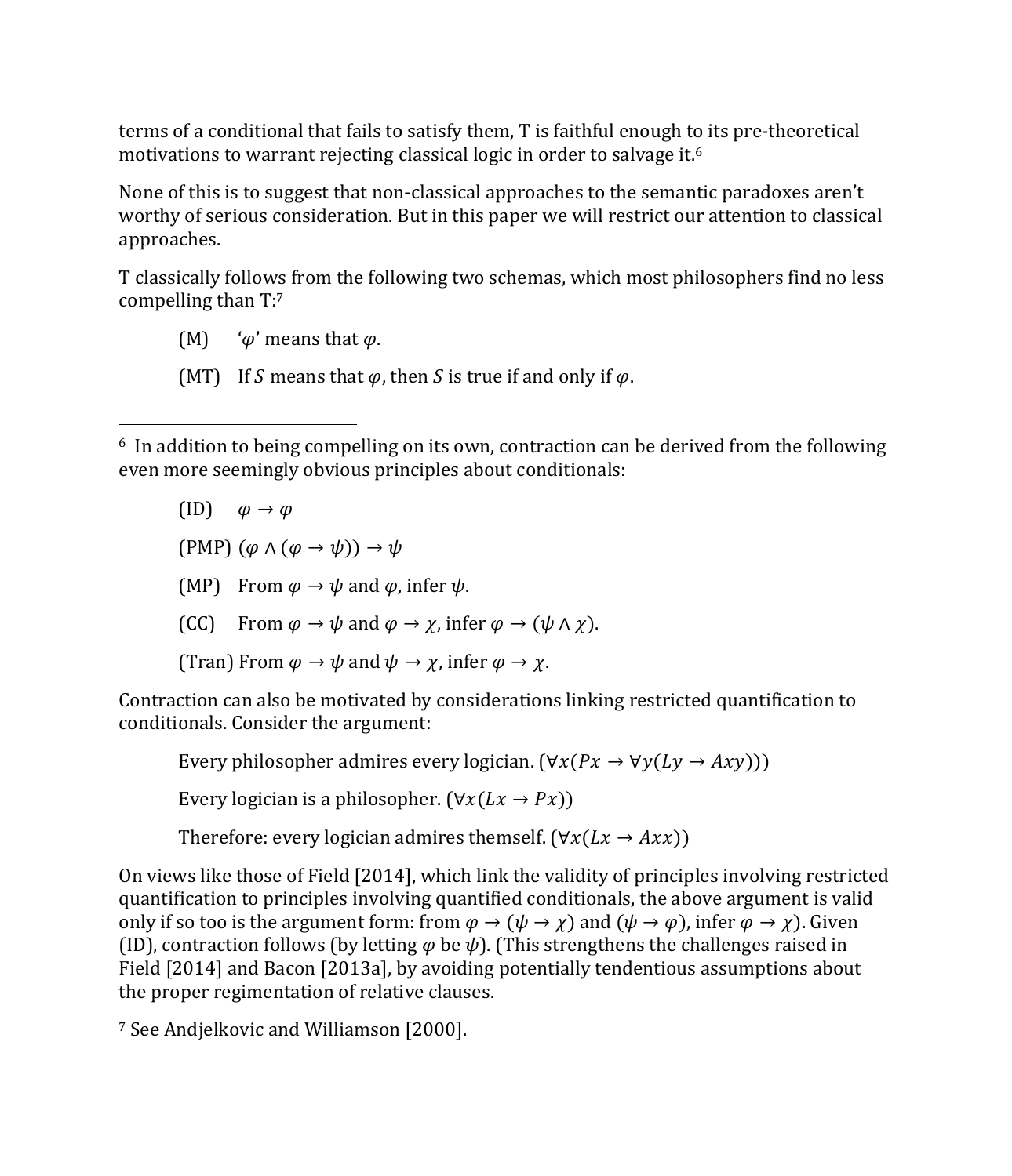terms of a conditional that fails to satisfy them, T is faithful enough to its pre-theoretical motivations to warrant rejecting classical logic in order to salvage it.[6]

None of this is to suggest that non-classical approaches to the semantic paradoxes aren't worthy of serious consideration. But in this paper we will restrict our attention to classical approaches.

T classically follows from the following two schemas, which most philosophers find no less compelling than T:[7]

(M) '$\varphi$' means that $\varphi$.

(MT) If $S$ means that $\varphi$, then $S$ is true if and only if $\varphi$.

---

[6] In addition to being compelling on its own, contraction can be derived from the following even more seemingly obvious principles about conditionals:

(ID) $\varphi \to \varphi$

(PMP) $(\varphi \wedge (\varphi \to \psi)) \to \psi$

(MP) From $\varphi \to \psi$ and $\varphi$, infer $\psi$.

(CC) From $\varphi \to \psi$ and $\varphi \to \chi$, infer $\varphi \to (\psi \wedge \chi)$.

(Tran) From $\varphi \to \psi$ and $\psi \to \chi$, infer $\varphi \to \chi$.

Contraction can also be motivated by considerations linking restricted quantification to conditionals. Consider the argument:

Every philosopher admires every logician. ($\forall x(Px \to \forall y(Ly \to Axy))$)

Every logician is a philosopher. ($\forall x(Lx \to Px)$)

Therefore: every logician admires themself. ($\forall x(Lx \to Axx)$)

On views like those of Field [2014], which link the validity of principles involving restricted quantification to principles involving quantified conditionals, the above argument is valid only if so too is the argument form: from $\varphi \to (\psi \to \chi)$ and $(\psi \to \varphi)$, infer $\varphi \to \chi$). Given (ID), contraction follows (by letting $\varphi$ be $\psi$). (This strengthens the challenges raised in Field [2014] and Bacon [2013a], by avoiding potentially tendentious assumptions about the proper regimentation of relative clauses.

[7] See Andjelkovic and Williamson [2000].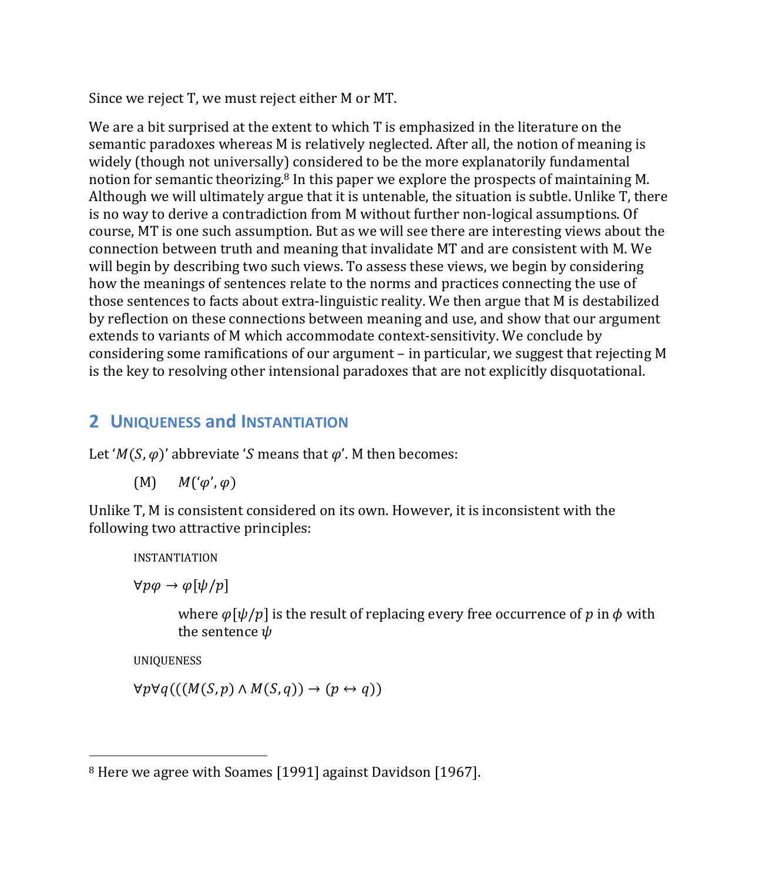Since we reject T, we must reject either M or MT.

We are a bit surprised at the extent to which T is emphasized in the literature on the semantic paradoxes whereas M is relatively neglected. After all, the notion of meaning is widely (though not universally) considered to be the more explanatorily fundamental notion for semantic theorizing.[8] In this paper we explore the prospects of maintaining M. Although we will ultimately argue that it is untenable, the situation is subtle. Unlike T, there is no way to derive a contradiction from M without further non-logical assumptions. Of course, MT is one such assumption. But as we will see there are interesting views about the connection between truth and meaning that invalidate MT and are consistent with M. We will begin by describing two such views. To assess these views, we begin by considering how the meanings of sentences relate to the norms and practices connecting the use of those sentences to facts about extra-linguistic reality. We then argue that M is destabilized by reflection on these connections between meaning and use, and show that our argument extends to variants of M which accommodate context-sensitivity. We conclude by considering some ramifications of our argument – in particular, we suggest that rejecting M is the key to resolving other intensional paradoxes that are not explicitly disquotational.

## 2 UNIQUENESS and INSTANTIATION

Let '$M(S, \varphi)$' abbreviate '$S$ means that $\varphi$'. M then becomes:

(M) $\quad M(‘\varphi’, \varphi)$

Unlike T, M is consistent considered on its own. However, it is inconsistent with the following two attractive principles:

INSTANTIATION

$$\forall p \varphi \rightarrow \varphi[\psi/p]$$

where $\varphi[\psi/p]$ is the result of replacing every free occurrence of $p$ in $\phi$ with the sentence $\psi$

UNIQUENESS

$$\forall p \forall q (((M(S, p) \wedge M(S, q)) \rightarrow (p \leftrightarrow q))$$

---

[8] Here we agree with Soames [1991] against Davidson [1967].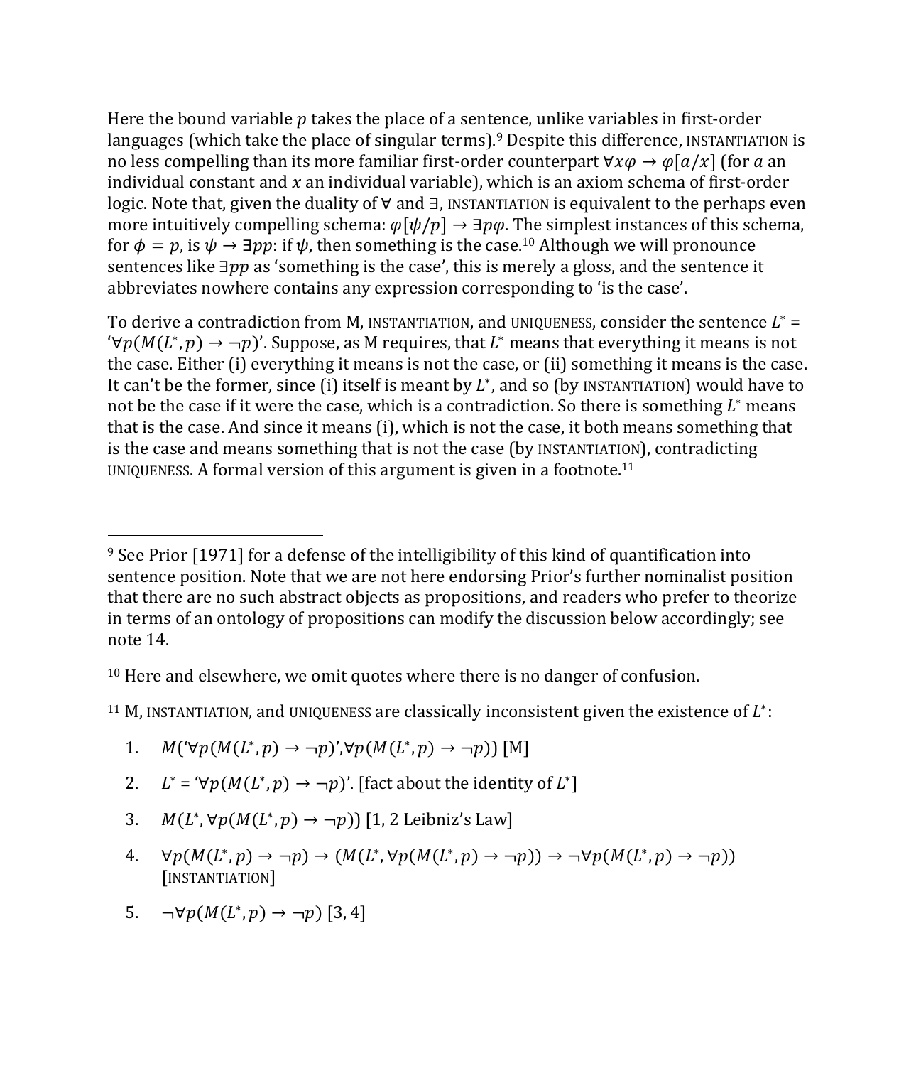Here the bound variable $p$ takes the place of a sentence, unlike variables in first-order languages (which take the place of singular terms).[9] Despite this difference, INSTANTIATION is no less compelling than its more familiar first-order counterpart $\forall x\varphi \rightarrow \varphi[a/x]$ (for $a$ an individual constant and $x$ an individual variable), which is an axiom schema of first-order logic. Note that, given the duality of $\forall$ and $\exists$, INSTANTIATION is equivalent to the perhaps even more intuitively compelling schema: $\varphi[\psi/p] \rightarrow \exists p\varphi$. The simplest instances of this schema, for $\phi = p$, is $\psi \rightarrow \exists pp$: if $\psi$, then something is the case.[10] Although we will pronounce sentences like $\exists pp$ as 'something is the case', this is merely a gloss, and the sentence it abbreviates nowhere contains any expression corresponding to 'is the case'.

To derive a contradiction from M, INSTANTIATION, and UNIQUENESS, consider the sentence $L^*$ = '$\forall p(M(L^*, p) \rightarrow \neg p)$'. Suppose, as M requires, that $L^*$ means that everything it means is not the case. Either (i) everything it means is not the case, or (ii) something it means is the case. It can't be the former, since (i) itself is meant by $L^*$, and so (by INSTANTIATION) would have to not be the case if it were the case, which is a contradiction. So there is something $L^*$ means that is the case. And since it means (i), which is not the case, it both means something that is the case and means something that is not the case (by INSTANTIATION), contradicting UNIQUENESS. A formal version of this argument is given in a footnote.[11]

---

[9] See Prior [1971] for a defense of the intelligibility of this kind of quantification into sentence position. Note that we are not here endorsing Prior's further nominalist position that there are no such abstract objects as propositions, and readers who prefer to theorize in terms of an ontology of propositions can modify the discussion below accordingly; see note 14.

[10] Here and elsewhere, we omit quotes where there is no danger of confusion.

[11] M, INSTANTIATION, and UNIQUENESS are classically inconsistent given the existence of $L^*$:

1. $M($'$\forall p(M(L^*, p) \rightarrow \neg p)$'$, \forall p(M(L^*, p) \rightarrow \neg p))$ [M]
2. $L^*$ = '$\forall p(M(L^*, p) \rightarrow \neg p)$'. [fact about the identity of $L^*$]
3. $M(L^*, \forall p(M(L^*, p) \rightarrow \neg p))$ [1, 2 Leibniz's Law]
4. $\forall p(M(L^*, p) \rightarrow \neg p) \rightarrow (M(L^*, \forall p(M(L^*, p) \rightarrow \neg p)) \rightarrow \neg\forall p(M(L^*, p) \rightarrow \neg p))$ [INSTANTIATION]
5. $\neg\forall p(M(L^*, p) \rightarrow \neg p)$ [3, 4]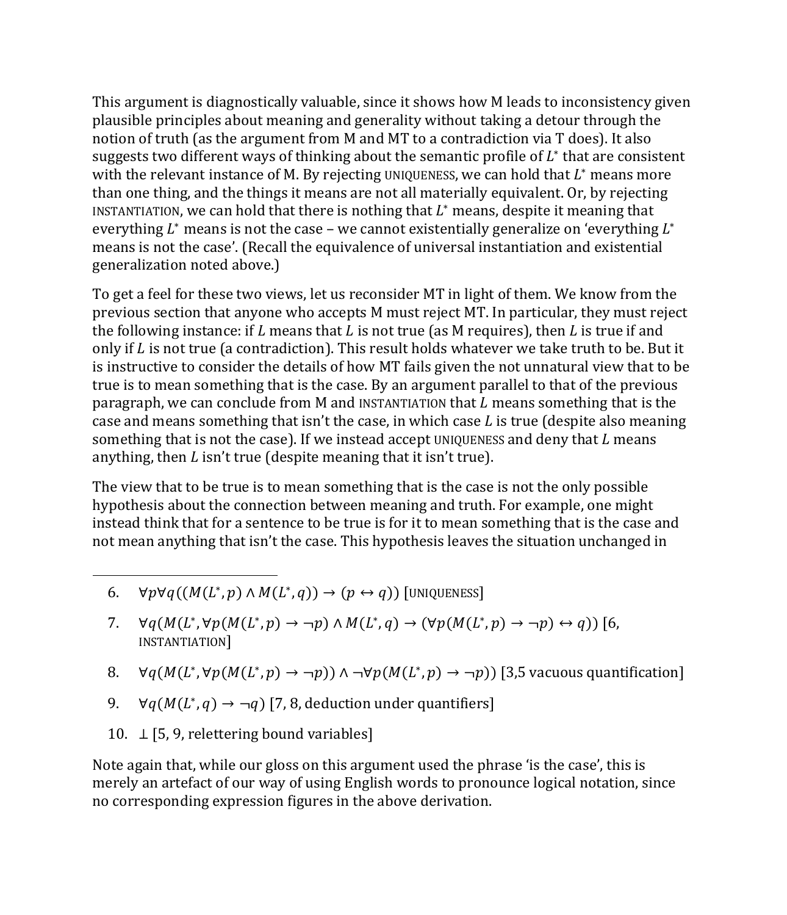This argument is diagnostically valuable, since it shows how M leads to inconsistency given plausible principles about meaning and generality without taking a detour through the notion of truth (as the argument from M and MT to a contradiction via T does). It also suggests two different ways of thinking about the semantic profile of $L^*$ that are consistent with the relevant instance of M. By rejecting UNIQUENESS, we can hold that $L^*$ means more than one thing, and the things it means are not all materially equivalent. Or, by rejecting INSTANTIATION, we can hold that there is nothing that $L^*$ means, despite it meaning that everything $L^*$ means is not the case – we cannot existentially generalize on 'everything $L^*$ means is not the case'. (Recall the equivalence of universal instantiation and existential generalization noted above.)

To get a feel for these two views, let us reconsider MT in light of them. We know from the previous section that anyone who accepts M must reject MT. In particular, they must reject the following instance: if $L$ means that $L$ is not true (as M requires), then $L$ is true if and only if $L$ is not true (a contradiction). This result holds whatever we take truth to be. But it is instructive to consider the details of how MT fails given the not unnatural view that to be true is to mean something that is the case. By an argument parallel to that of the previous paragraph, we can conclude from M and INSTANTIATION that $L$ means something that is the case and means something that isn't the case, in which case $L$ is true (despite also meaning something that is not the case). If we instead accept UNIQUENESS and deny that $L$ means anything, then $L$ isn't true (despite meaning that it isn't true).

The view that to be true is to mean something that is the case is not the only possible hypothesis about the connection between meaning and truth. For example, one might instead think that for a sentence to be true is for it to mean something that is the case and not mean anything that isn't the case. This hypothesis leaves the situation unchanged in

---

6. $\forall p \forall q((M(L^*, p) \wedge M(L^*, q)) \rightarrow (p \leftrightarrow q))$ [UNIQUENESS]
7. $\forall q(M(L^*, \forall p(M(L^*, p) \rightarrow \neg p) \wedge M(L^*, q) \rightarrow (\forall p(M(L^*, p) \rightarrow \neg p) \leftrightarrow q))$ [6, INSTANTIATION]
8. $\forall q(M(L^*, \forall p(M(L^*, p) \rightarrow \neg p)) \wedge \neg \forall p(M(L^*, p) \rightarrow \neg p))$ [3,5 vacuous quantification]
9. $\forall q(M(L^*, q) \rightarrow \neg q)$ [7, 8, deduction under quantifiers]
10. $\bot$ [5, 9, relettering bound variables]

Note again that, while our gloss on this argument used the phrase 'is the case', this is merely an artefact of our way of using English words to pronounce logical notation, since no corresponding expression figures in the above derivation.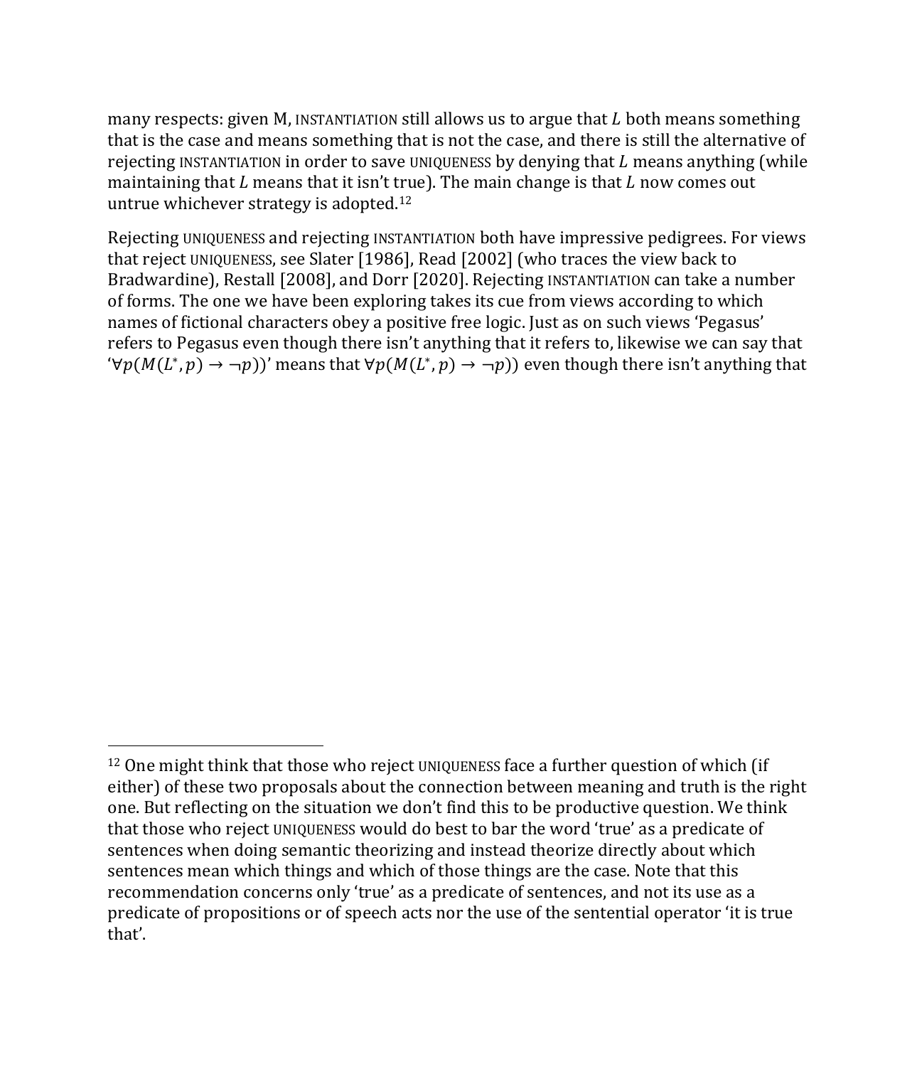many respects: given M, INSTANTIATION still allows us to argue that $L$ both means something that is the case and means something that is not the case, and there is still the alternative of rejecting INSTANTIATION in order to save UNIQUENESS by denying that $L$ means anything (while maintaining that $L$ means that it isn't true). The main change is that $L$ now comes out untrue whichever strategy is adopted.[12]

Rejecting UNIQUENESS and rejecting INSTANTIATION both have impressive pedigrees. For views that reject UNIQUENESS, see Slater [1986], Read [2002] (who traces the view back to Bradwardine), Restall [2008], and Dorr [2020]. Rejecting INSTANTIATION can take a number of forms. The one we have been exploring takes its cue from views according to which names of fictional characters obey a positive free logic. Just as on such views 'Pegasus' refers to Pegasus even though there isn't anything it refers to, likewise we can say that '$\forall p(M(L^*, p) \to \neg p))$' means that $\forall p(M(L^*, p) \to \neg p))$ even though there isn't anything that

---

[12] One might think that those who reject UNIQUENESS face a further question of which (if either) of these two proposals about the connection between meaning and truth is the right one. But reflecting on the situation we don't find this to be productive question. We think that those who reject UNIQUENESS would do best to bar the word 'true' as a predicate of sentences when doing semantic theorizing and instead theorize directly about which sentences mean which things and which of those things are the case. Note that this recommendation concerns only 'true' as a predicate of sentences, and not its use as a predicate of propositions or of speech acts nor the use of the sentential operator 'it is true that'.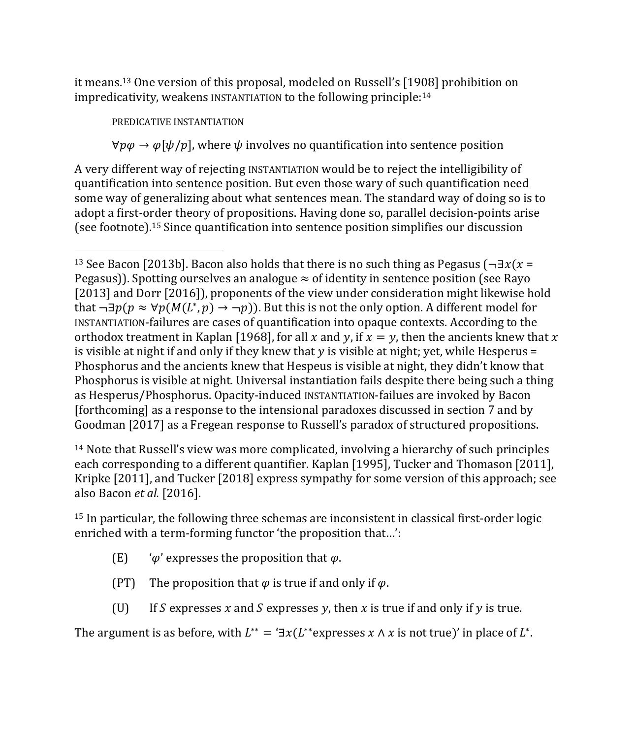it means.[13] One version of this proposal, modeled on Russell's [1908] prohibition on impredicativity, weakens INSTANTIATION to the following principle:[14]

> PREDICATIVE INSTANTIATION
>
> $\forall p\varphi \rightarrow \varphi[\psi/p]$, where $\psi$ involves no quantification into sentence position

A very different way of rejecting INSTANTIATION would be to reject the intelligibility of quantification into sentence position. But even those wary of such quantification need some way of generalizing about what sentences mean. The standard way of doing so is to adopt a first-order theory of propositions. Having done so, parallel decision-points arise (see footnote).[15] Since quantification into sentence position simplifies our discussion

---

[13] See Bacon [2013b]. Bacon also holds that there is no such thing as Pegasus ($\neg\exists x(x =$ Pegasus$)$). Spotting ourselves an analogue $\approx$ of identity in sentence position (see Rayo [2013] and Dorr [2016]), proponents of the view under consideration might likewise hold that $\neg\exists p(p \approx \forall p(M(L^*, p) \rightarrow \neg p))$. But this is not the only option. A different model for INSTANTIATION-failures are cases of quantification into opaque contexts. According to the orthodox treatment in Kaplan [1968], for all $x$ and $y$, if $x = y$, then the ancients knew that $x$ is visible at night if and only if they knew that $y$ is visible at night; yet, while Hesperus = Phosphorus and the ancients knew that Hespeus is visible at night, they didn't know that Phosphorus is visible at night. Universal instantiation fails despite there being such a thing as Hesperus/Phosphorus. Opacity-induced INSTANTIATION-failues are invoked by Bacon [forthcoming] as a response to the intensional paradoxes discussed in section 7 and by Goodman [2017] as a Fregean response to Russell's paradox of structured propositions.

[14] Note that Russell's view was more complicated, involving a hierarchy of such principles each corresponding to a different quantifier. Kaplan [1995], Tucker and Thomason [2011], Kripke [2011], and Tucker [2018] express sympathy for some version of this approach; see also Bacon *et al.* [2016].

[15] In particular, the following three schemas are inconsistent in classical first-order logic enriched with a term-forming functor 'the proposition that…':

> (E) '$\varphi$' expresses the proposition that $\varphi$.
>
> (PT) The proposition that $\varphi$ is true if and only if $\varphi$.
>
> (U) If $S$ expresses $x$ and $S$ expresses $y$, then $x$ is true if and only if $y$ is true.

The argument is as before, with $L^{**}$ = '$\exists x(L^{**}$expresses $x \wedge x$ is not true)' in place of $L^*$.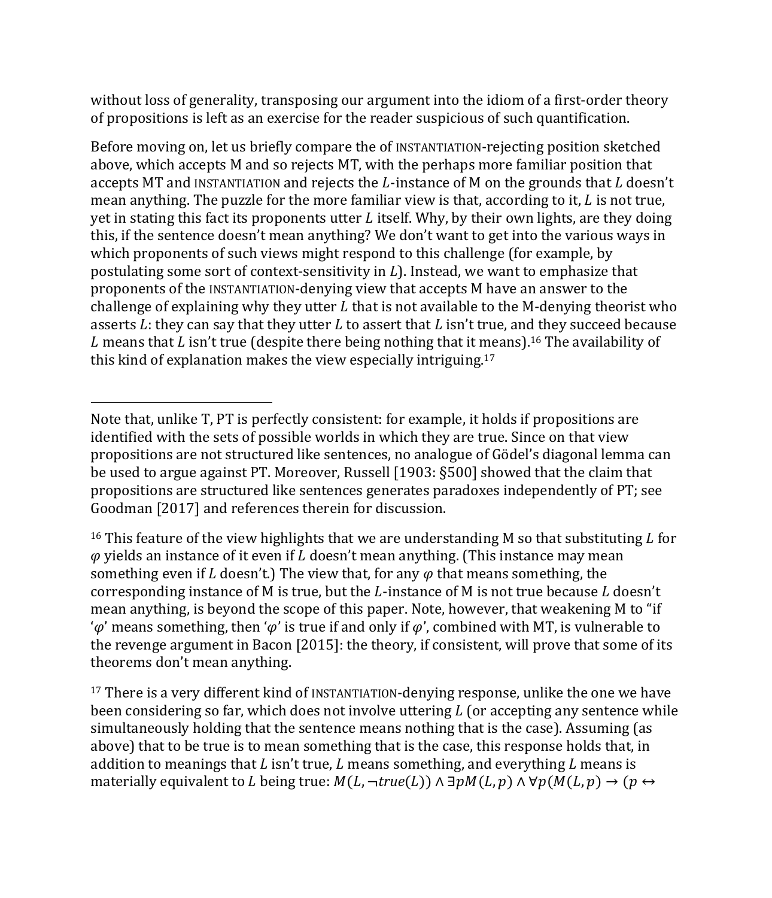without loss of generality, transposing our argument into the idiom of a first-order theory of propositions is left as an exercise for the reader suspicious of such quantification.

Before moving on, let us briefly compare the of INSTANTIATION-rejecting position sketched above, which accepts M and so rejects MT, with the perhaps more familiar position that accepts MT and INSTANTIATION and rejects the $L$-instance of M on the grounds that $L$ doesn't mean anything. The puzzle for the more familiar view is that, according to it, $L$ is not true, yet in stating this fact its proponents utter $L$ itself. Why, by their own lights, are they doing this, if the sentence doesn't mean anything? We don't want to get into the various ways in which proponents of such views might respond to this challenge (for example, by postulating some sort of context-sensitivity in $L$). Instead, we want to emphasize that proponents of the INSTANTIATION-denying view that accepts M have an answer to the challenge of explaining why they utter $L$ that is not available to the M-denying theorist who asserts $L$: they can say that they utter $L$ to assert that $L$ isn't true, and they succeed because $L$ means that $L$ isn't true (despite there being nothing that it means).[16] The availability of this kind of explanation makes the view especially intriguing.[17]

---

Note that, unlike T, PT is perfectly consistent: for example, it holds if propositions are identified with the sets of possible worlds in which they are true. Since on that view propositions are not structured like sentences, no analogue of Gödel's diagonal lemma can be used to argue against PT. Moreover, Russell [1903: §500] showed that the claim that propositions are structured like sentences generates paradoxes independently of PT; see Goodman [2017] and references therein for discussion.

[16] This feature of the view highlights that we are understanding M so that substituting $L$ for $\varphi$ yields an instance of it even if $L$ doesn't mean anything. (This instance may mean something even if $L$ doesn't.) The view that, for any $\varphi$ that means something, the corresponding instance of M is true, but the $L$-instance of M is not true because $L$ doesn't mean anything, is beyond the scope of this paper. Note, however, that weakening M to "if '$\varphi$' means something, then '$\varphi$' is true if and only if $\varphi$', combined with MT, is vulnerable to the revenge argument in Bacon [2015]: the theory, if consistent, will prove that some of its theorems don't mean anything.

[17] There is a very different kind of INSTANTIATION-denying response, unlike the one we have been considering so far, which does not involve uttering $L$ (or accepting any sentence while simultaneously holding that the sentence means nothing that is the case). Assuming (as above) that to be true is to mean something that is the case, this response holds that, in addition to meanings that $L$ isn't true, $L$ means something, and everything $L$ means is materially equivalent to $L$ being true: $M(L, \neg true(L)) \land \exists p M(L, p) \land \forall p(M(L, p) \rightarrow (p \leftrightarrow$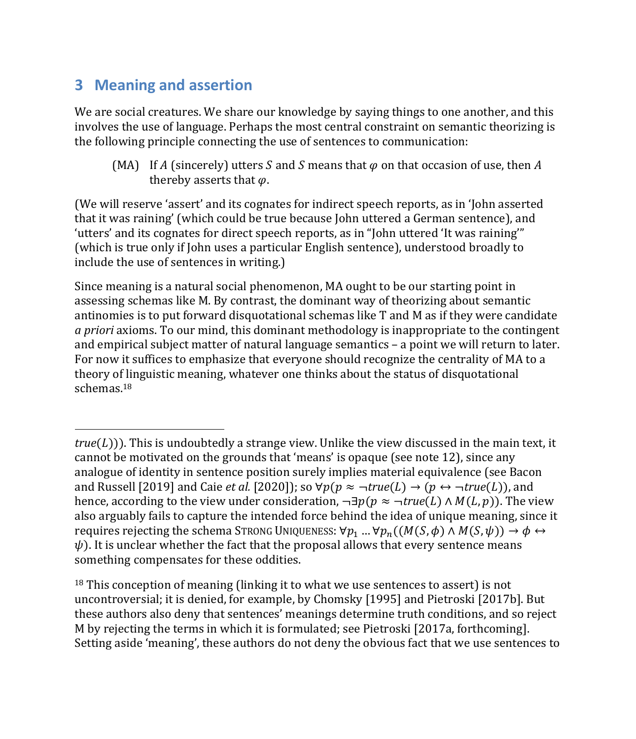## 3 Meaning and assertion

We are social creatures. We share our knowledge by saying things to one another, and this involves the use of language. Perhaps the most central constraint on semantic theorizing is the following principle connecting the use of sentences to communication:

> (MA) If $A$ (sincerely) utters $S$ and $S$ means that $\varphi$ on that occasion of use, then $A$ thereby asserts that $\varphi$.

(We will reserve 'assert' and its cognates for indirect speech reports, as in 'John asserted that it was raining' (which could be true because John uttered a German sentence), and 'utters' and its cognates for direct speech reports, as in "John uttered 'It was raining'" (which is true only if John uses a particular English sentence), understood broadly to include the use of sentences in writing.)

Since meaning is a natural social phenomenon, MA ought to be our starting point in assessing schemas like M. By contrast, the dominant way of theorizing about semantic antinomies is to put forward disquotational schemas like T and M as if they were candidate *a priori* axioms. To our mind, this dominant methodology is inappropriate to the contingent and empirical subject matter of natural language semantics – a point we will return to later. For now it suffices to emphasize that everyone should recognize the centrality of MA to a theory of linguistic meaning, whatever one thinks about the status of disquotational schemas.[18]

---

$true(L)$)). This is undoubtedly a strange view. Unlike the view discussed in the main text, it cannot be motivated on the grounds that 'means' is opaque (see note 12), since any analogue of identity in sentence position surely implies material equivalence (see Bacon and Russell [2019] and Caie *et al.* [2020]); so $\forall p(p \approx \neg true(L) \rightarrow (p \leftrightarrow \neg true(L))$, and hence, according to the view under consideration, $\neg\exists p(p \approx \neg true(L) \wedge M(L,p))$. The view also arguably fails to capture the intended force behind the idea of unique meaning, since it requires rejecting the schema STRONG UNIQUENESS: $\forall p_1 \ldots \forall p_n((M(S,\phi) \wedge M(S,\psi)) \rightarrow \phi \leftrightarrow \psi)$. It is unclear whether the fact that the proposal allows that every sentence means something compensates for these oddities.

[18] This conception of meaning (linking it to what we use sentences to assert) is not uncontroversial; it is denied, for example, by Chomsky [1995] and Pietroski [2017b]. But these authors also deny that sentences' meanings determine truth conditions, and so reject M by rejecting the terms in which it is formulated; see Pietroski [2017a, forthcoming]. Setting aside 'meaning', these authors do not deny the obvious fact that we use sentences to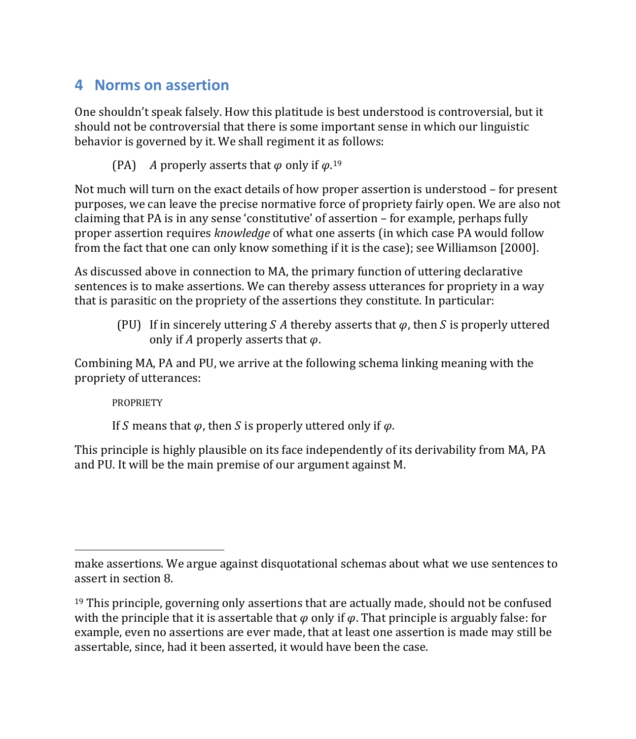## 4 Norms on assertion

One shouldn't speak falsely. How this platitude is best understood is controversial, but it should not be controversial that there is some important sense in which our linguistic behavior is governed by it. We shall regiment it as follows:

> (PA) $A$ properly asserts that $\varphi$ only if $\varphi$.[19]

Not much will turn on the exact details of how proper assertion is understood – for present purposes, we can leave the precise normative force of propriety fairly open. We are also not claiming that PA is in any sense 'constitutive' of assertion – for example, perhaps fully proper assertion requires *knowledge* of what one asserts (in which case PA would follow from the fact that one can only know something if it is the case); see Williamson [2000].

As discussed above in connection to MA, the primary function of uttering declarative sentences is to make assertions. We can thereby assess utterances for propriety in a way that is parasitic on the propriety of the assertions they constitute. In particular:

> (PU) If in sincerely uttering $S$ $A$ thereby asserts that $\varphi$, then $S$ is properly uttered only if $A$ properly asserts that $\varphi$.

Combining MA, PA and PU, we arrive at the following schema linking meaning with the propriety of utterances:

> PROPRIETY
>
> If $S$ means that $\varphi$, then $S$ is properly uttered only if $\varphi$.

This principle is highly plausible on its face independently of its derivability from MA, PA and PU. It will be the main premise of our argument against M.

---

make assertions. We argue against disquotational schemas about what we use sentences to assert in section 8.

[19] This principle, governing only assertions that are actually made, should not be confused with the principle that it is assertable that $\varphi$ only if $\varphi$. That principle is arguably false: for example, even no assertions are ever made, that at least one assertion is made may still be assertable, since, had it been asserted, it would have been the case.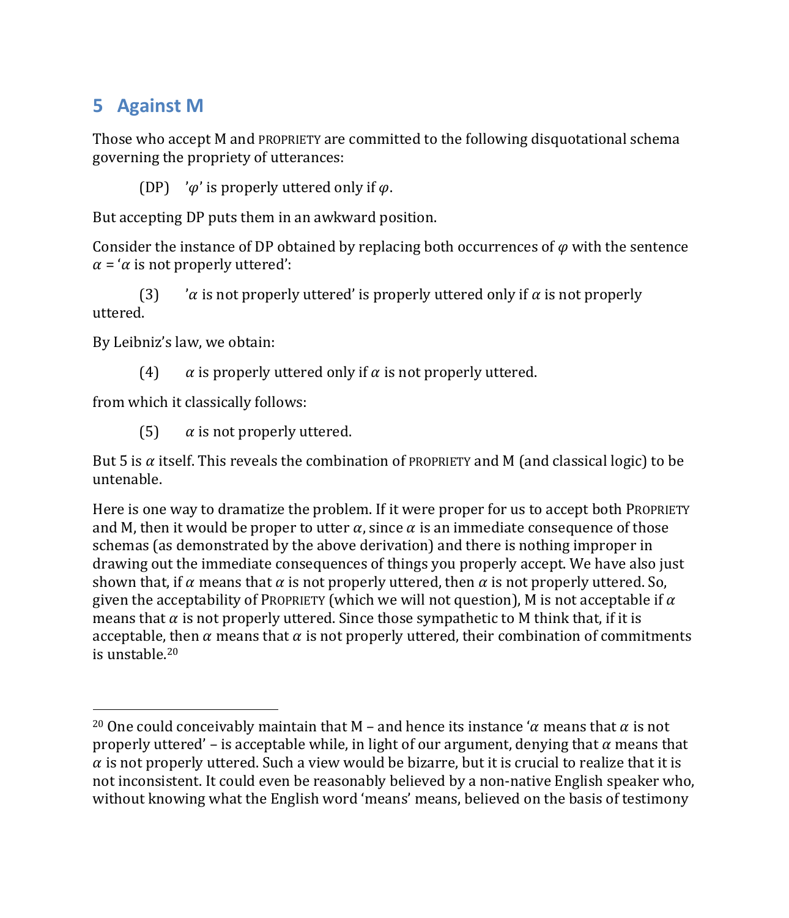## 5 Against M

Those who accept M and PROPRIETY are committed to the following disquotational schema governing the propriety of utterances:

(DP) '$\varphi$' is properly uttered only if $\varphi$.

But accepting DP puts them in an awkward position.

Consider the instance of DP obtained by replacing both occurrences of $\varphi$ with the sentence $\alpha$ = '$\alpha$ is not properly uttered':

(3) '$\alpha$ is not properly uttered' is properly uttered only if $\alpha$ is not properly uttered.

By Leibniz's law, we obtain:

(4) $\alpha$ is properly uttered only if $\alpha$ is not properly uttered.

from which it classically follows:

(5) $\alpha$ is not properly uttered.

But 5 is $\alpha$ itself. This reveals the combination of PROPRIETY and M (and classical logic) to be untenable.

Here is one way to dramatize the problem. If it were proper for us to accept both PROPRIETY and M, then it would be proper to utter $\alpha$, since $\alpha$ is an immediate consequence of those schemas (as demonstrated by the above derivation) and there is nothing improper in drawing out the immediate consequences of things you properly accept. We have also just shown that, if $\alpha$ means that $\alpha$ is not properly uttered, then $\alpha$ is not properly uttered. So, given the acceptability of PROPRIETY (which we will not question), M is not acceptable if $\alpha$ means that $\alpha$ is not properly uttered. Since those sympathetic to M think that, if it is acceptable, then $\alpha$ means that $\alpha$ is not properly uttered, their combination of commitments is unstable.[20]

[20] One could conceivably maintain that M – and hence its instance '$\alpha$ means that $\alpha$ is not properly uttered' – is acceptable while, in light of our argument, denying that $\alpha$ means that $\alpha$ is not properly uttered. Such a view would be bizarre, but it is crucial to realize that it is not inconsistent. It could even be reasonably believed by a non-native English speaker who, without knowing what the English word 'means' means, believed on the basis of testimony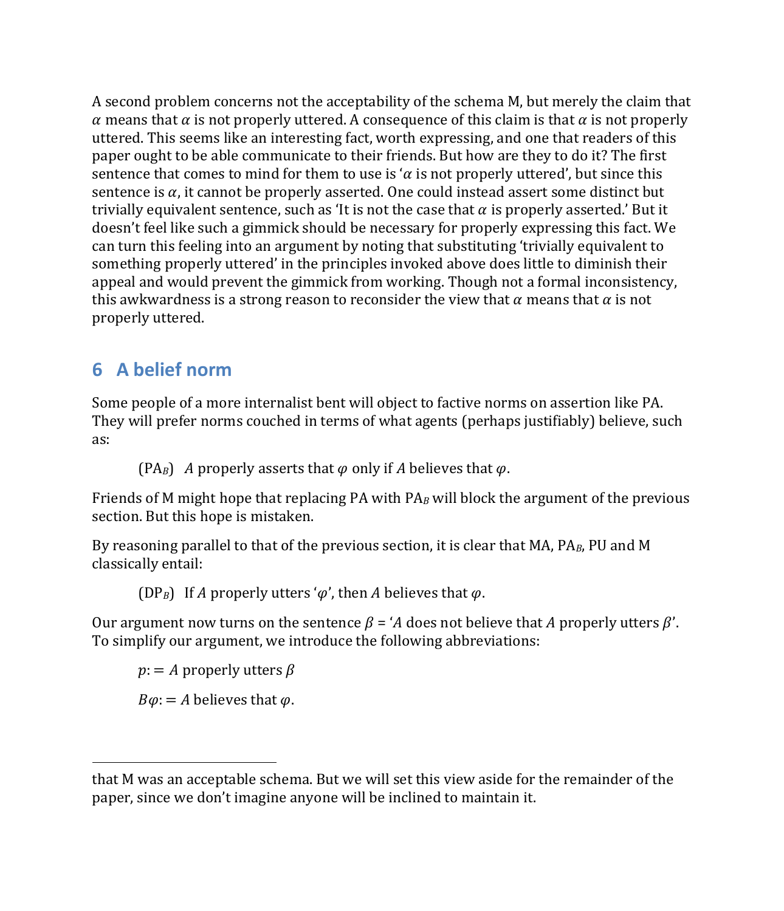A second problem concerns not the acceptability of the schema M, but merely the claim that $\alpha$ means that $\alpha$ is not properly uttered. A consequence of this claim is that $\alpha$ is not properly uttered. This seems like an interesting fact, worth expressing, and one that readers of this paper ought to be able communicate to their friends. But how are they to do it? The first sentence that comes to mind for them to use is '$\alpha$ is not properly uttered', but since this sentence is $\alpha$, it cannot be properly asserted. One could instead assert some distinct but trivially equivalent sentence, such as 'It is not the case that $\alpha$ is properly asserted.' But it doesn't feel like such a gimmick should be necessary for properly expressing this fact. We can turn this feeling into an argument by noting that substituting 'trivially equivalent to something properly uttered' in the principles invoked above does little to diminish their appeal and would prevent the gimmick from working. Though not a formal inconsistency, this awkwardness is a strong reason to reconsider the view that $\alpha$ means that $\alpha$ is not properly uttered.

## 6 A belief norm

Some people of a more internalist bent will object to factive norms on assertion like PA. They will prefer norms couched in terms of what agents (perhaps justifiably) believe, such as:

> ($PA_B$) $A$ properly asserts that $\varphi$ only if $A$ believes that $\varphi$.

Friends of M might hope that replacing PA with $PA_B$ will block the argument of the previous section. But this hope is mistaken.

By reasoning parallel to that of the previous section, it is clear that MA, $PA_B$, PU and M classically entail:

> ($DP_B$) If $A$ properly utters '$\varphi$', then $A$ believes that $\varphi$.

Our argument now turns on the sentence $\beta$ = '$A$ does not believe that $A$ properly utters $\beta$'. To simplify our argument, we introduce the following abbreviations:

> $p := A$ properly utters $\beta$
>
> $B\varphi := A$ believes that $\varphi$.

---

that M was an acceptable schema. But we will set this view aside for the remainder of the paper, since we don't imagine anyone will be inclined to maintain it.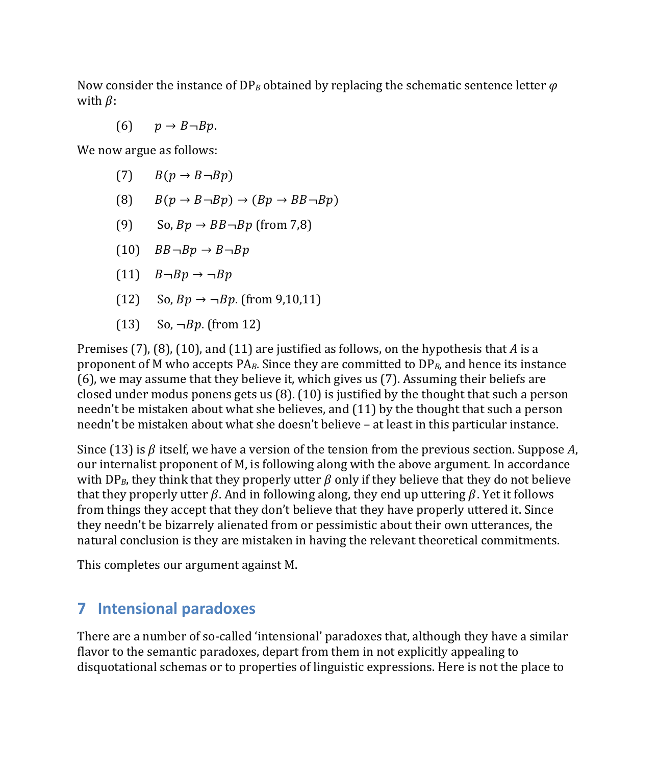Now consider the instance of $\text{DP}_B$ obtained by replacing the schematic sentence letter $\varphi$ with $\beta$:

(6) $p \rightarrow B\neg Bp$.

We now argue as follows:

(7) $B(p \rightarrow B\neg Bp)$

(8) $B(p \rightarrow B\neg Bp) \rightarrow (Bp \rightarrow BB\neg Bp)$

(9) So, $Bp \rightarrow BB\neg Bp$ (from 7,8)

(10) $BB\neg Bp \rightarrow B\neg Bp$

(11) $B\neg Bp \rightarrow \neg Bp$

(12) So, $Bp \rightarrow \neg Bp$. (from 9,10,11)

(13) So, $\neg Bp$. (from 12)

Premises (7), (8), (10), and (11) are justified as follows, on the hypothesis that $A$ is a proponent of M who accepts $\text{PA}_B$. Since they are committed to $\text{DP}_B$, and hence its instance (6), we may assume that they believe it, which gives us (7). Assuming their beliefs are closed under modus ponens gets us (8). (10) is justified by the thought that such a person needn't be mistaken about what she believes, and (11) by the thought that such a person needn't be mistaken about what she doesn't believe – at least in this particular instance.

Since (13) is $\beta$ itself, we have a version of the tension from the previous section. Suppose $A$, our internalist proponent of M, is following along with the above argument. In accordance with $\text{DP}_B$, they think that they properly utter $\beta$ only if they believe that they do not believe that they properly utter $\beta$. And in following along, they end up uttering $\beta$. Yet it follows from things they accept that they don't believe that they have properly uttered it. Since they needn't be bizarrely alienated from or pessimistic about their own utterances, the natural conclusion is they are mistaken in having the relevant theoretical commitments.

This completes our argument against M.

## 7 Intensional paradoxes

There are a number of so-called 'intensional' paradoxes that, although they have a similar flavor to the semantic paradoxes, depart from them in not explicitly appealing to disquotational schemas or to properties of linguistic expressions. Here is not the place to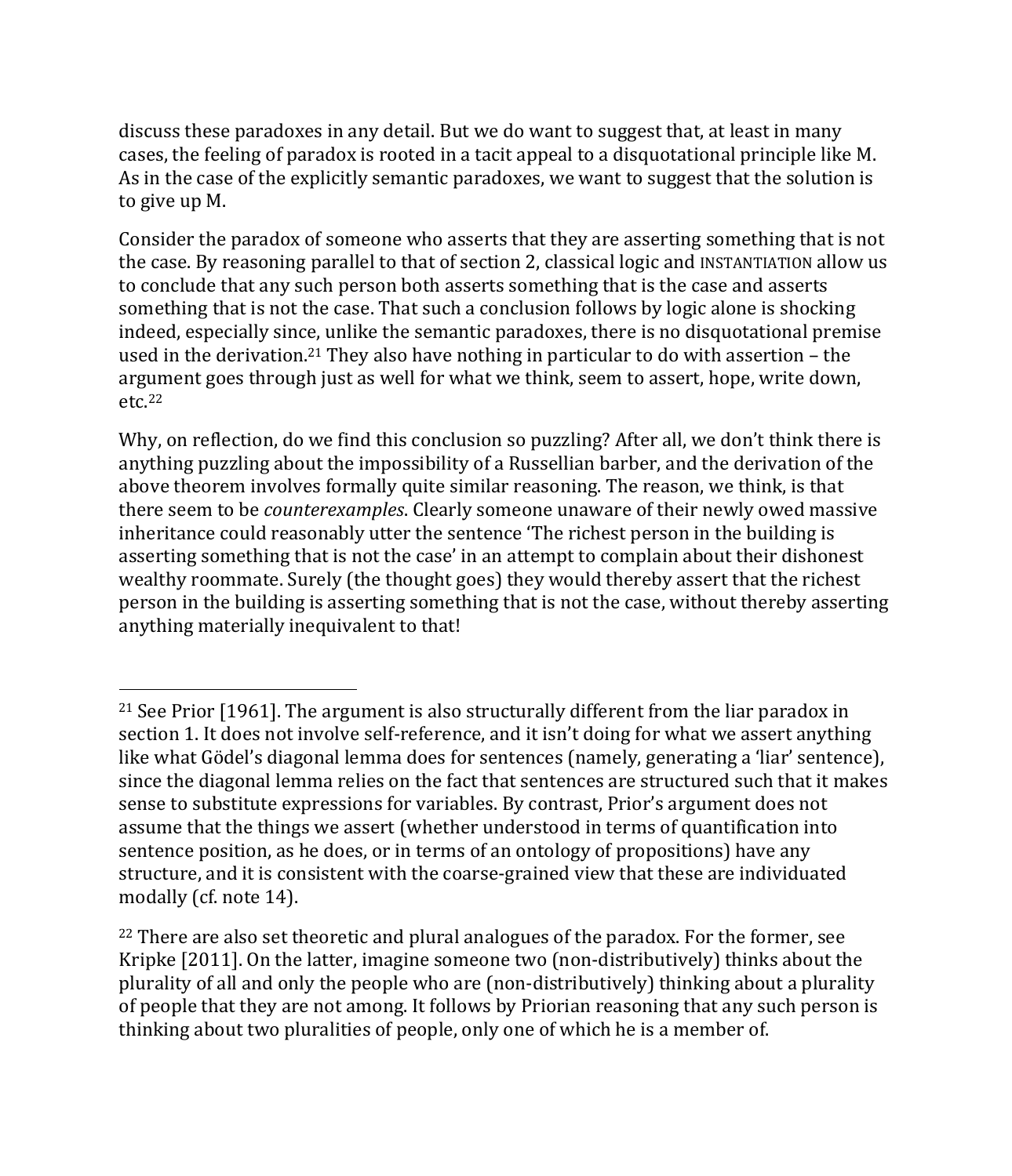discuss these paradoxes in any detail. But we do want to suggest that, at least in many cases, the feeling of paradox is rooted in a tacit appeal to a disquotational principle like M. As in the case of the explicitly semantic paradoxes, we want to suggest that the solution is to give up M.

Consider the paradox of someone who asserts that they are asserting something that is not the case. By reasoning parallel to that of section 2, classical logic and INSTANTIATION allow us to conclude that any such person both asserts something that is the case and asserts something that is not the case. That such a conclusion follows by logic alone is shocking indeed, especially since, unlike the semantic paradoxes, there is no disquotational premise used in the derivation.[21] They also have nothing in particular to do with assertion – the argument goes through just as well for what we think, seem to assert, hope, write down, etc.[22]

Why, on reflection, do we find this conclusion so puzzling? After all, we don't think there is anything puzzling about the impossibility of a Russellian barber, and the derivation of the above theorem involves formally quite similar reasoning. The reason, we think, is that there seem to be *counterexamples*. Clearly someone unaware of their newly owed massive inheritance could reasonably utter the sentence 'The richest person in the building is asserting something that is not the case' in an attempt to complain about their dishonest wealthy roommate. Surely (the thought goes) they would thereby assert that the richest person in the building is asserting something that is not the case, without thereby asserting anything materially inequivalent to that!

---

[21] See Prior [1961]. The argument is also structurally different from the liar paradox in section 1. It does not involve self-reference, and it isn't doing for what we assert anything like what Gödel's diagonal lemma does for sentences (namely, generating a 'liar' sentence), since the diagonal lemma relies on the fact that sentences are structured such that it makes sense to substitute expressions for variables. By contrast, Prior's argument does not assume that the things we assert (whether understood in terms of quantification into sentence position, as he does, or in terms of an ontology of propositions) have any structure, and it is consistent with the coarse-grained view that these are individuated modally (cf. note 14).

[22] There are also set theoretic and plural analogues of the paradox. For the former, see Kripke [2011]. On the latter, imagine someone two (non-distributively) thinks about the plurality of all and only the people who are (non-distributively) thinking about a plurality of people that they are not among. It follows by Priorian reasoning that any such person is thinking about two pluralities of people, only one of which he is a member of.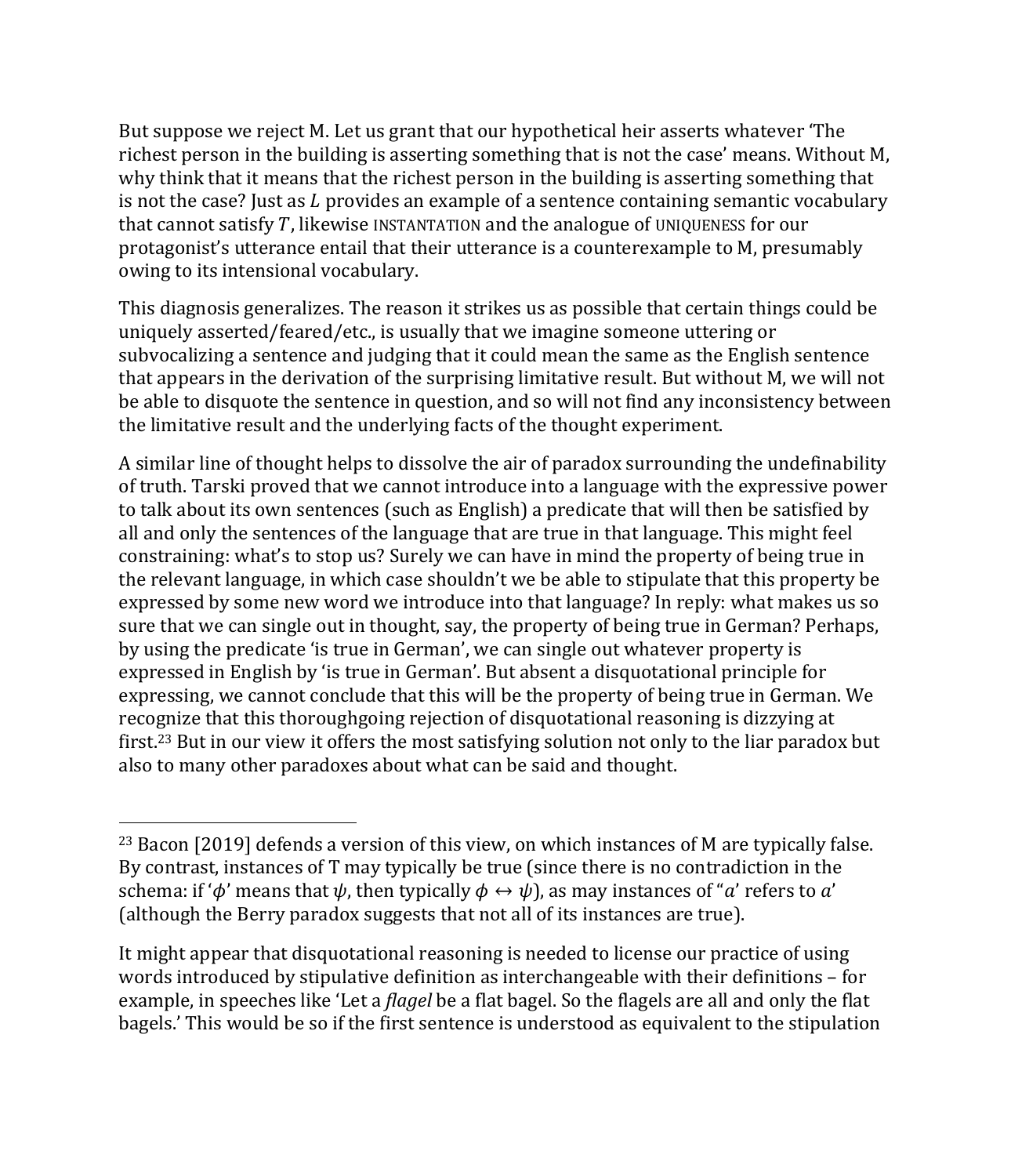But suppose we reject M. Let us grant that our hypothetical heir asserts whatever 'The richest person in the building is asserting something that is not the case' means. Without M, why think that it means that the richest person in the building is asserting something that is not the case? Just as $L$ provides an example of a sentence containing semantic vocabulary that cannot satisfy $T$, likewise INSTANTATION and the analogue of UNIQUENESS for our protagonist's utterance entail that their utterance is a counterexample to M, presumably owing to its intensional vocabulary.

This diagnosis generalizes. The reason it strikes us as possible that certain things could be uniquely asserted/feared/etc., is usually that we imagine someone uttering or subvocalizing a sentence and judging that it could mean the same as the English sentence that appears in the derivation of the surprising limitative result. But without M, we will not be able to disquote the sentence in question, and so will not find any inconsistency between the limitative result and the underlying facts of the thought experiment.

A similar line of thought helps to dissolve the air of paradox surrounding the undefinability of truth. Tarski proved that we cannot introduce into a language with the expressive power to talk about its own sentences (such as English) a predicate that will then be satisfied by all and only the sentences of the language that are true in that language. This might feel constraining: what's to stop us? Surely we can have in mind the property of being true in the relevant language, in which case shouldn't we be able to stipulate that this property be expressed by some new word we introduce into that language? In reply: what makes us so sure that we can single out in thought, say, the property of being true in German? Perhaps, by using the predicate 'is true in German', we can single out whatever property is expressed in English by 'is true in German'. But absent a disquotational principle for expressing, we cannot conclude that this will be the property of being true in German. We recognize that this thoroughgoing rejection of disquotational reasoning is dizzying at first.[23] But in our view it offers the most satisfying solution not only to the liar paradox but also to many other paradoxes about what can be said and thought.

[23] Bacon [2019] defends a version of this view, on which instances of M are typically false. By contrast, instances of T may typically be true (since there is no contradiction in the schema: if '$\phi$' means that $\psi$, then typically $\phi \leftrightarrow \psi$), as may instances of "$a$' refers to $a$' (although the Berry paradox suggests that not all of its instances are true).

It might appear that disquotational reasoning is needed to license our practice of using words introduced by stipulative definition as interchangeable with their definitions – for example, in speeches like 'Let a *flagel* be a flat bagel. So the flagels are all and only the flat bagels.' This would be so if the first sentence is understood as equivalent to the stipulation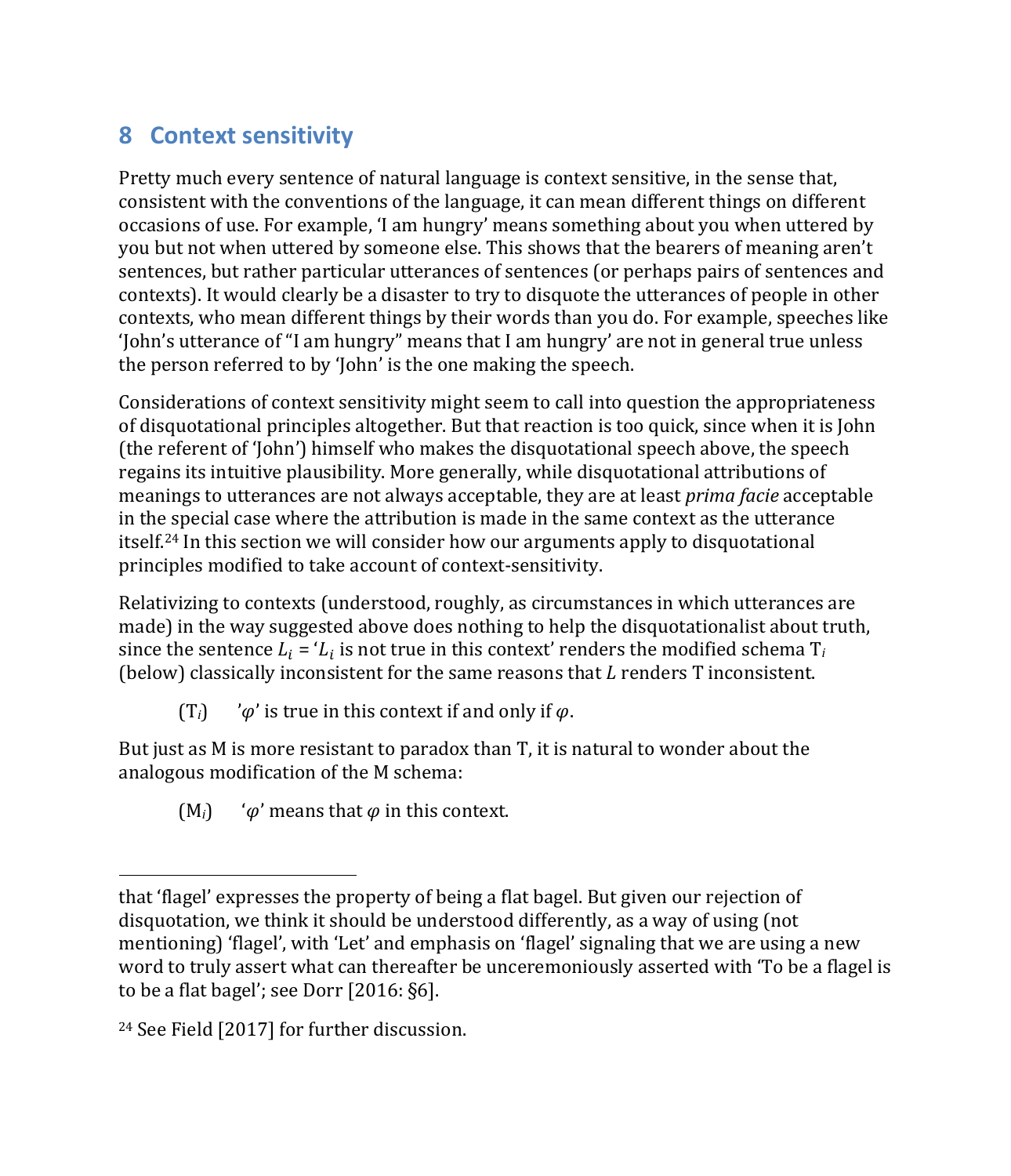## 8 Context sensitivity

Pretty much every sentence of natural language is context sensitive, in the sense that, consistent with the conventions of the language, it can mean different things on different occasions of use. For example, 'I am hungry' means something about you when uttered by you but not when uttered by someone else. This shows that the bearers of meaning aren't sentences, but rather particular utterances of sentences (or perhaps pairs of sentences and contexts). It would clearly be a disaster to try to disquote the utterances of people in other contexts, who mean different things by their words than you do. For example, speeches like 'John's utterance of "I am hungry" means that I am hungry' are not in general true unless the person referred to by 'John' is the one making the speech.

Considerations of context sensitivity might seem to call into question the appropriateness of disquotational principles altogether. But that reaction is too quick, since when it is John (the referent of 'John') himself who makes the disquotational speech above, the speech regains its intuitive plausibility. More generally, while disquotational attributions of meanings to utterances are not always acceptable, they are at least *prima facie* acceptable in the special case where the attribution is made in the same context as the utterance itself.[24] In this section we will consider how our arguments apply to disquotational principles modified to take account of context-sensitivity.

Relativizing to contexts (understood, roughly, as circumstances in which utterances are made) in the way suggested above does nothing to help the disquotationalist about truth, since the sentence $L_i$ = '$L_i$ is not true in this context' renders the modified schema $\mathrm{T}_i$ (below) classically inconsistent for the same reasons that $L$ renders T inconsistent.

> ($\mathrm{T}_i$) '$\varphi$' is true in this context if and only if $\varphi$.

But just as M is more resistant to paradox than T, it is natural to wonder about the analogous modification of the M schema:

> ($\mathrm{M}_i$) '$\varphi$' means that $\varphi$ in this context.

---

that 'flagel' expresses the property of being a flat bagel. But given our rejection of disquotation, we think it should be understood differently, as a way of using (not mentioning) 'flagel', with 'Let' and emphasis on 'flagel' signaling that we are using a new word to truly assert what can thereafter be unceremoniously asserted with 'To be a flagel is to be a flat bagel'; see Dorr [2016: §6].

[24] See Field [2017] for further discussion.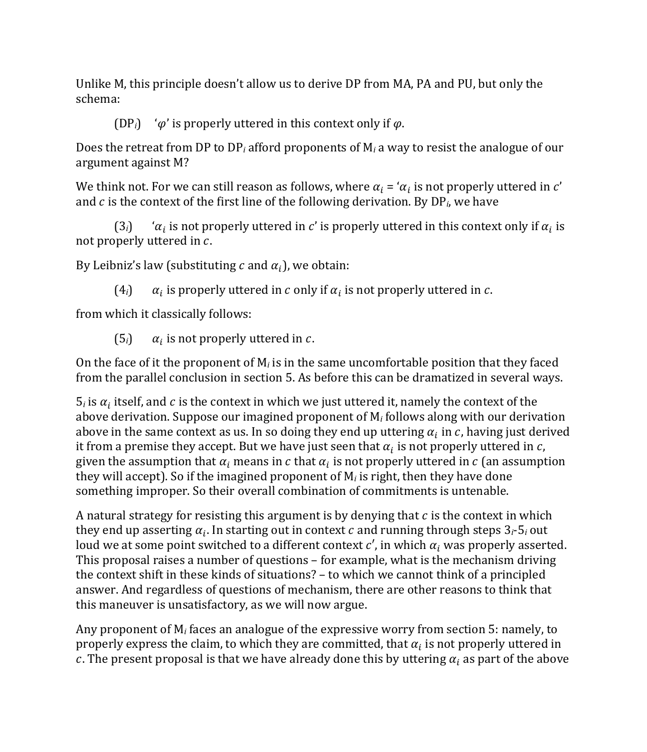Unlike M, this principle doesn't allow us to derive DP from MA, PA and PU, but only the schema:

(DP$_i$) '$\varphi$' is properly uttered in this context only if $\varphi$.

Does the retreat from DP to DP$_i$ afford proponents of M$_i$ a way to resist the analogue of our argument against M?

We think not. For we can still reason as follows, where $\alpha_i$ = '$\alpha_i$ is not properly uttered in $c$' and $c$ is the context of the first line of the following derivation. By DP$_i$, we have

(3$_i$) '$\alpha_i$ is not properly uttered in $c$' is properly uttered in this context only if $\alpha_i$ is not properly uttered in $c$.

By Leibniz's law (substituting $c$ and $\alpha_i$), we obtain:

(4$_i$) $\alpha_i$ is properly uttered in $c$ only if $\alpha_i$ is not properly uttered in $c$.

from which it classically follows:

(5$_i$) $\alpha_i$ is not properly uttered in $c$.

On the face of it the proponent of M$_i$ is in the same uncomfortable position that they faced from the parallel conclusion in section 5. As before this can be dramatized in several ways.

5$_i$ is $\alpha_i$ itself, and $c$ is the context in which we just uttered it, namely the context of the above derivation. Suppose our imagined proponent of M$_i$ follows along with our derivation above in the same context as us. In so doing they end up uttering $\alpha_i$ in $c$, having just derived it from a premise they accept. But we have just seen that $\alpha_i$ is not properly uttered in $c$, given the assumption that $\alpha_i$ means in $c$ that $\alpha_i$ is not properly uttered in $c$ (an assumption they will accept). So if the imagined proponent of M$_i$ is right, then they have done something improper. So their overall combination of commitments is untenable.

A natural strategy for resisting this argument is by denying that $c$ is the context in which they end up asserting $\alpha_i$. In starting out in context $c$ and running through steps 3$_i$-5$_i$ out loud we at some point switched to a different context $c'$, in which $\alpha_i$ was properly asserted. This proposal raises a number of questions – for example, what is the mechanism driving the context shift in these kinds of situations? – to which we cannot think of a principled answer. And regardless of questions of mechanism, there are other reasons to think that this maneuver is unsatisfactory, as we will now argue.

Any proponent of M$_i$ faces an analogue of the expressive worry from section 5: namely, to properly express the claim, to which they are committed, that $\alpha_i$ is not properly uttered in $c$. The present proposal is that we have already done this by uttering $\alpha_i$ as part of the above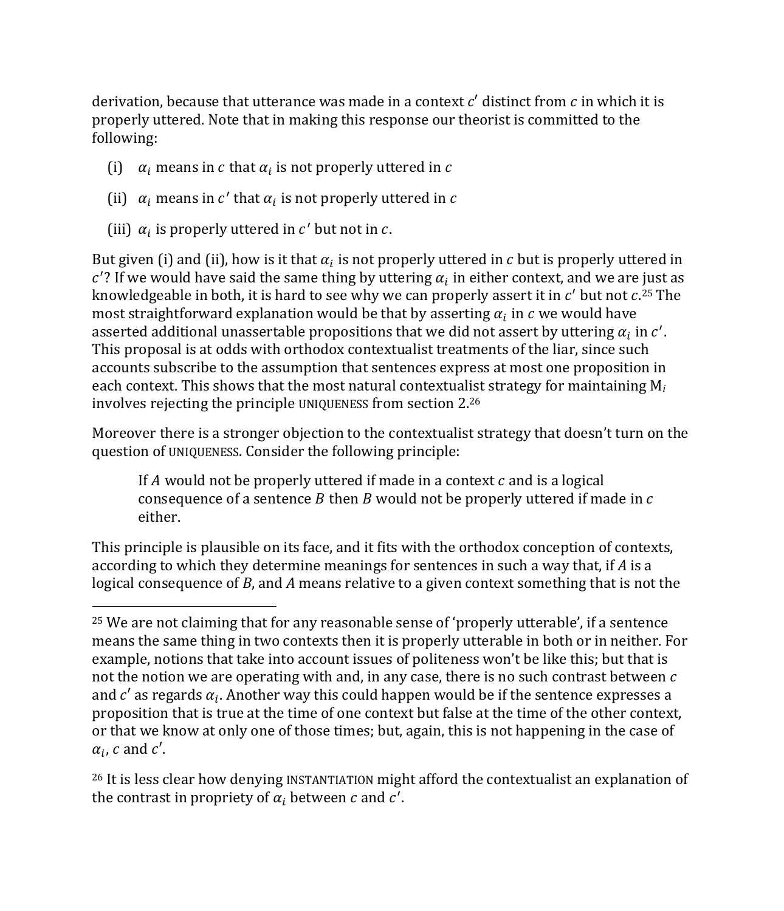derivation, because that utterance was made in a context $c'$ distinct from $c$ in which it is properly uttered. Note that in making this response our theorist is committed to the following:

(i) $\alpha_i$ means in $c$ that $\alpha_i$ is not properly uttered in $c$

(ii) $\alpha_i$ means in $c'$ that $\alpha_i$ is not properly uttered in $c$

(iii) $\alpha_i$ is properly uttered in $c'$ but not in $c$.

But given (i) and (ii), how is it that $\alpha_i$ is not properly uttered in $c$ but is properly uttered in $c'$? If we would have said the same thing by uttering $\alpha_i$ in either context, and we are just as knowledgeable in both, it is hard to see why we can properly assert it in $c'$ but not $c$.[25] The most straightforward explanation would be that by asserting $\alpha_i$ in $c$ we would have asserted additional unassertable propositions that we did not assert by uttering $\alpha_i$ in $c'$. This proposal is at odds with orthodox contextualist treatments of the liar, since such accounts subscribe to the assumption that sentences express at most one proposition in each context. This shows that the most natural contextualist strategy for maintaining $M_i$ involves rejecting the principle UNIQUENESS from section 2.[26]

Moreover there is a stronger objection to the contextualist strategy that doesn't turn on the question of UNIQUENESS. Consider the following principle:

> If $A$ would not be properly uttered if made in a context $c$ and is a logical consequence of a sentence $B$ then $B$ would not be properly uttered if made in $c$ either.

This principle is plausible on its face, and it fits with the orthodox conception of contexts, according to which they determine meanings for sentences in such a way that, if $A$ is a logical consequence of $B$, and $A$ means relative to a given context something that is not the

---

[25] We are not claiming that for any reasonable sense of 'properly utterable', if a sentence means the same thing in two contexts then it is properly utterable in both or in neither. For example, notions that take into account issues of politeness won't be like this; but that is not the notion we are operating with and, in any case, there is no such contrast between $c$ and $c'$ as regards $\alpha_i$. Another way this could happen would be if the sentence expresses a proposition that is true at the time of one context but false at the time of the other context, or that we know at only one of those times; but, again, this is not happening in the case of $\alpha_i$, $c$ and $c'$.

[26] It is less clear how denying INSTANTIATION might afford the contextualist an explanation of the contrast in propriety of $\alpha_i$ between $c$ and $c'$.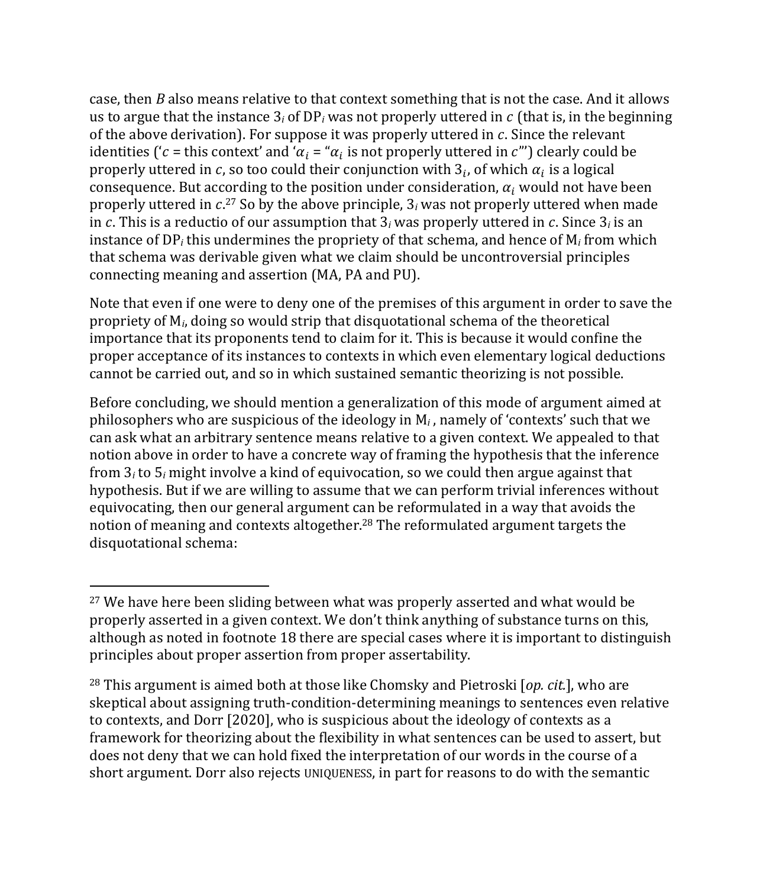case, then *B* also means relative to that context something that is not the case. And it allows us to argue that the instance $3_i$ of $\text{DP}_i$ was not properly uttered in $c$ (that is, in the beginning of the above derivation). For suppose it was properly uttered in $c$. Since the relevant identities ('$c$ = this context' and '$\alpha_i$ = "$\alpha_i$ is not properly uttered in $c$"') clearly could be properly uttered in $c$, so too could their conjunction with $3_i$, of which $\alpha_i$ is a logical consequence. But according to the position under consideration, $\alpha_i$ would not have been properly uttered in $c$.[27] So by the above principle, $3_i$ was not properly uttered when made in $c$. This is a reductio of our assumption that $3_i$ was properly uttered in $c$. Since $3_i$ is an instance of $\text{DP}_i$ this undermines the propriety of that schema, and hence of $\text{M}_i$ from which that schema was derivable given what we claim should be uncontroversial principles connecting meaning and assertion (MA, PA and PU).

Note that even if one were to deny one of the premises of this argument in order to save the propriety of $\text{M}_i$, doing so would strip that disquotational schema of the theoretical importance that its proponents tend to claim for it. This is because it would confine the proper acceptance of its instances to contexts in which even elementary logical deductions cannot be carried out, and so in which sustained semantic theorizing is not possible.

Before concluding, we should mention a generalization of this mode of argument aimed at philosophers who are suspicious of the ideology in $\text{M}_i$, namely of 'contexts' such that we can ask what an arbitrary sentence means relative to a given context. We appealed to that notion above in order to have a concrete way of framing the hypothesis that the inference from $3_i$ to $5_i$ might involve a kind of equivocation, so we could then argue against that hypothesis. But if we are willing to assume that we can perform trivial inferences without equivocating, then our general argument can be reformulated in a way that avoids the notion of meaning and contexts altogether.[28] The reformulated argument targets the disquotational schema:

---

[27] We have here been sliding between what was properly asserted and what would be properly asserted in a given context. We don't think anything of substance turns on this, although as noted in footnote 18 there are special cases where it is important to distinguish principles about proper assertion from proper assertability.

[28] This argument is aimed both at those like Chomsky and Pietroski [*op. cit.*], who are skeptical about assigning truth-condition-determining meanings to sentences even relative to contexts, and Dorr [2020], who is suspicious about the ideology of contexts as a framework for theorizing about the flexibility in what sentences can be used to assert, but does not deny that we can hold fixed the interpretation of our words in the course of a short argument. Dorr also rejects UNIQUENESS, in part for reasons to do with the semantic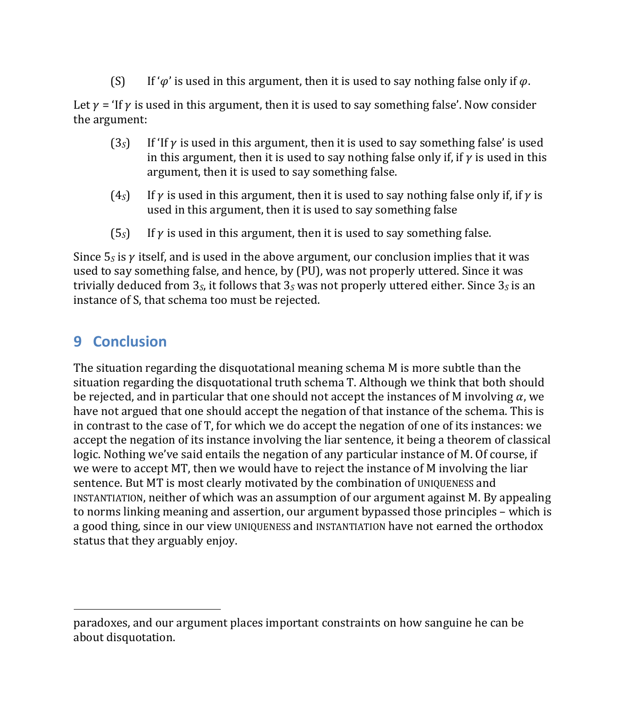(S) If '$\varphi$' is used in this argument, then it is used to say nothing false only if $\varphi$.

Let $\gamma$ = 'If $\gamma$ is used in this argument, then it is used to say something false'. Now consider the argument:

($3_S$) If 'If $\gamma$ is used in this argument, then it is used to say something false' is used in this argument, then it is used to say nothing false only if, if $\gamma$ is used in this argument, then it is used to say something false.

($4_S$) If $\gamma$ is used in this argument, then it is used to say nothing false only if, if $\gamma$ is used in this argument, then it is used to say something false

($5_S$) If $\gamma$ is used in this argument, then it is used to say something false.

Since $5_S$ is $\gamma$ itself, and is used in the above argument, our conclusion implies that it was used to say something false, and hence, by (PU), was not properly uttered. Since it was trivially deduced from $3_S$, it follows that $3_S$ was not properly uttered either. Since $3_S$ is an instance of S, that schema too must be rejected.

## 9 Conclusion

The situation regarding the disquotational meaning schema M is more subtle than the situation regarding the disquotational truth schema T. Although we think that both should be rejected, and in particular that one should not accept the instances of M involving $\alpha$, we have not argued that one should accept the negation of that instance of the schema. This is in contrast to the case of T, for which we do accept the negation of one of its instances: we accept the negation of its instance involving the liar sentence, it being a theorem of classical logic. Nothing we've said entails the negation of any particular instance of M. Of course, if we were to accept MT, then we would have to reject the instance of M involving the liar sentence. But MT is most clearly motivated by the combination of UNIQUENESS and INSTANTIATION, neither of which was an assumption of our argument against M. By appealing to norms linking meaning and assertion, our argument bypassed those principles – which is a good thing, since in our view UNIQUENESS and INSTANTIATION have not earned the orthodox status that they arguably enjoy.

---

paradoxes, and our argument places important constraints on how sanguine he can be about disquotation.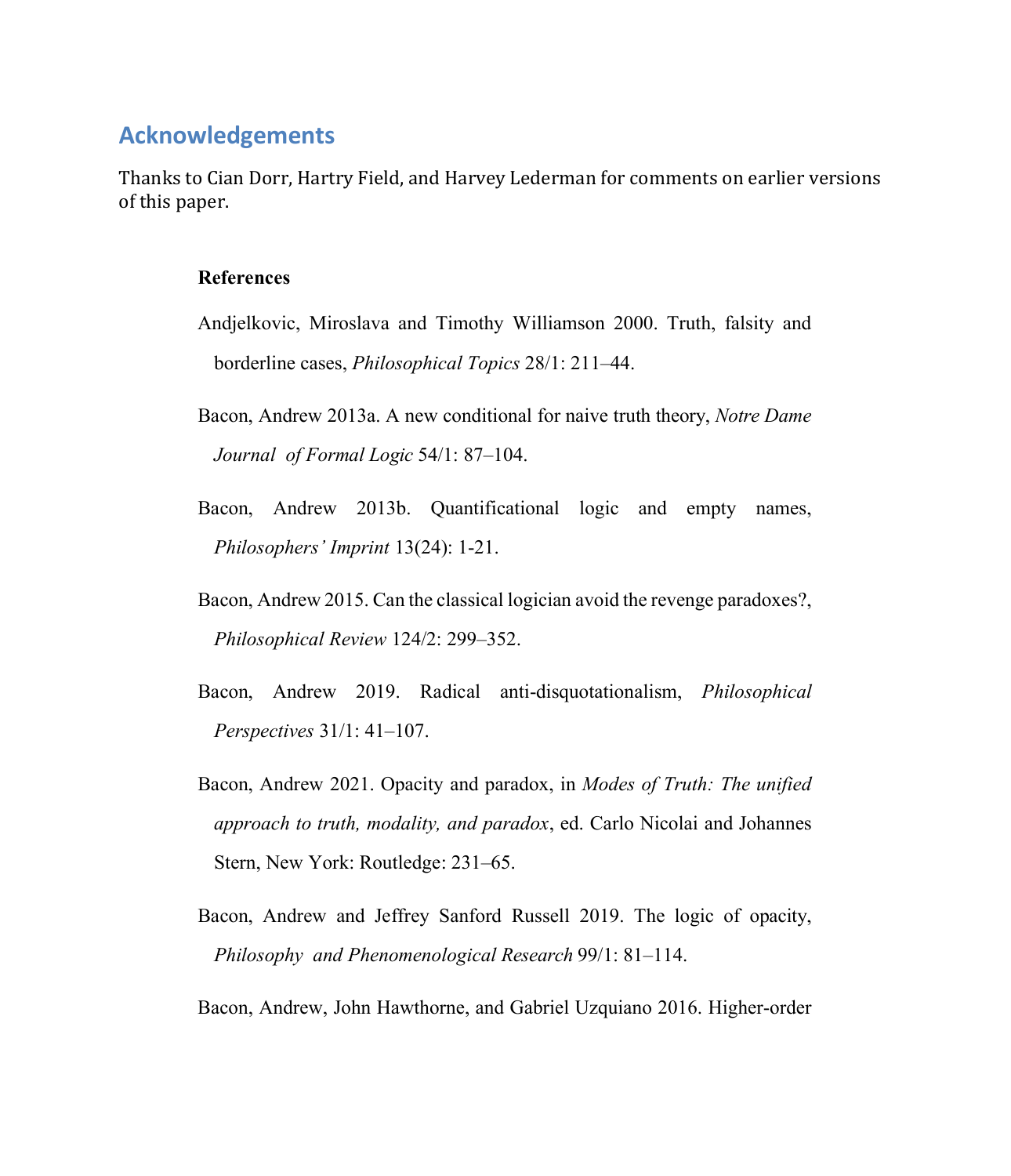## Acknowledgements

Thanks to Cian Dorr, Hartry Field, and Harvey Lederman for comments on earlier versions of this paper.

**References**

Andjelkovic, Miroslava and Timothy Williamson 2000. Truth, falsity and borderline cases, *Philosophical Topics* 28/1: 211–44.

Bacon, Andrew 2013a. A new conditional for naive truth theory, *Notre Dame Journal of Formal Logic* 54/1: 87–104.

Bacon, Andrew 2013b. Quantificational logic and empty names, *Philosophers' Imprint* 13(24): 1-21.

Bacon, Andrew 2015. Can the classical logician avoid the revenge paradoxes?, *Philosophical Review* 124/2: 299–352.

Bacon, Andrew 2019. Radical anti-disquotationalism, *Philosophical Perspectives* 31/1: 41–107.

Bacon, Andrew 2021. Opacity and paradox, in *Modes of Truth: The unified approach to truth, modality, and paradox*, ed. Carlo Nicolai and Johannes Stern, New York: Routledge: 231–65.

Bacon, Andrew and Jeffrey Sanford Russell 2019. The logic of opacity, *Philosophy and Phenomenological Research* 99/1: 81–114.

Bacon, Andrew, John Hawthorne, and Gabriel Uzquiano 2016. Higher-order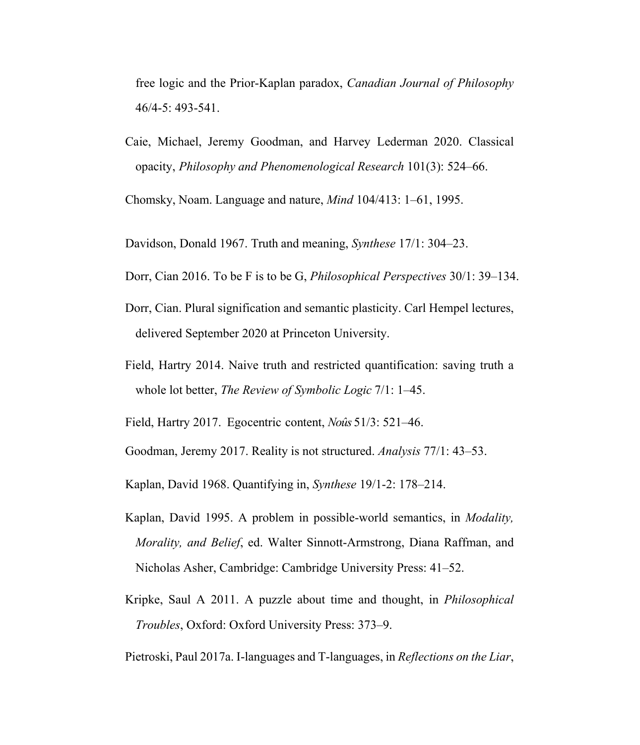free logic and the Prior-Kaplan paradox, *Canadian Journal of Philosophy* 46/4-5: 493-541.

Caie, Michael, Jeremy Goodman, and Harvey Lederman 2020. Classical opacity, *Philosophy and Phenomenological Research* 101(3): 524–66.

Chomsky, Noam. Language and nature, *Mind* 104/413: 1–61, 1995.

Davidson, Donald 1967. Truth and meaning, *Synthese* 17/1: 304–23.

Dorr, Cian 2016. To be F is to be G, *Philosophical Perspectives* 30/1: 39–134.

Dorr, Cian. Plural signification and semantic plasticity. Carl Hempel lectures, delivered September 2020 at Princeton University.

Field, Hartry 2014. Naive truth and restricted quantification: saving truth a whole lot better, *The Review of Symbolic Logic* 7/1: 1–45.

Field, Hartry 2017. Egocentric content, *Noûs* 51/3: 521–46.

Goodman, Jeremy 2017. Reality is not structured. *Analysis* 77/1: 43–53.

Kaplan, David 1968. Quantifying in, *Synthese* 19/1-2: 178–214.

Kaplan, David 1995. A problem in possible-world semantics, in *Modality, Morality, and Belief*, ed. Walter Sinnott-Armstrong, Diana Raffman, and Nicholas Asher, Cambridge: Cambridge University Press: 41–52.

Kripke, Saul A 2011. A puzzle about time and thought, in *Philosophical Troubles*, Oxford: Oxford University Press: 373–9.

Pietroski, Paul 2017a. I-languages and T-languages, in *Reflections on the Liar*,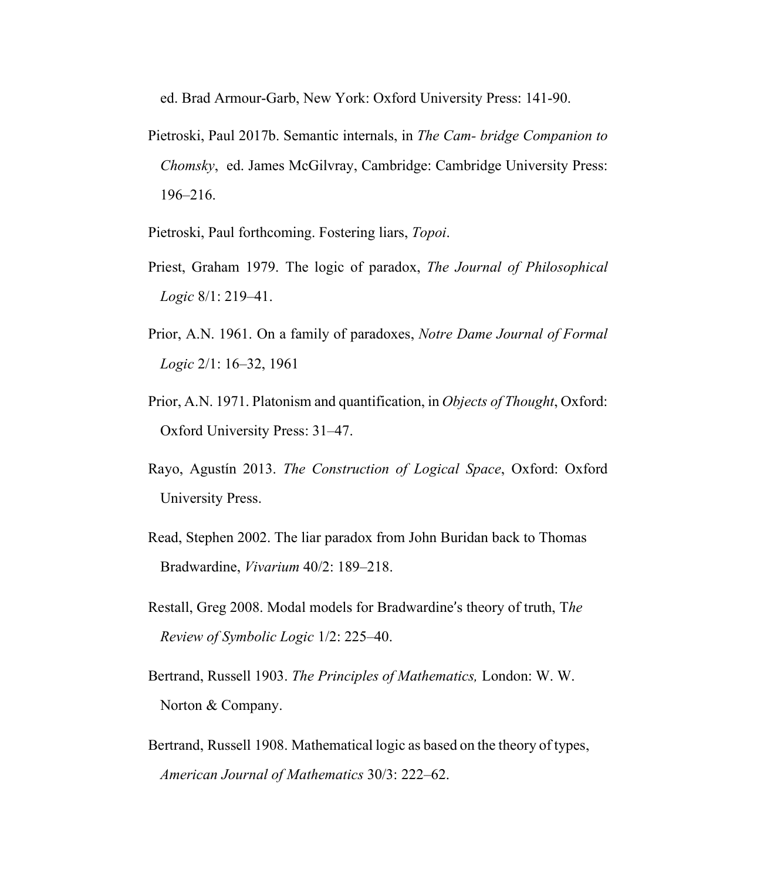ed. Brad Armour-Garb, New York: Oxford University Press: 141-90.

Pietroski, Paul 2017b. Semantic internals, in *The Cam- bridge Companion to Chomsky*, ed. James McGilvray, Cambridge: Cambridge University Press: 196–216.

Pietroski, Paul forthcoming. Fostering liars, *Topoi*.

Priest, Graham 1979. The logic of paradox, *The Journal of Philosophical Logic* 8/1: 219–41.

Prior, A.N. 1961. On a family of paradoxes, *Notre Dame Journal of Formal Logic* 2/1: 16–32, 1961

Prior, A.N. 1971. Platonism and quantification, in *Objects of Thought*, Oxford: Oxford University Press: 31–47.

Rayo, Agustín 2013. *The Construction of Logical Space*, Oxford: Oxford University Press.

Read, Stephen 2002. The liar paradox from John Buridan back to Thomas Bradwardine, *Vivarium* 40/2: 189–218.

Restall, Greg 2008. Modal models for Bradwardine's theory of truth, T*he Review of Symbolic Logic* 1/2: 225–40.

Bertrand, Russell 1903. *The Principles of Mathematics,* London: W. W. Norton & Company.

Bertrand, Russell 1908. Mathematical logic as based on the theory of types, *American Journal of Mathematics* 30/3: 222–62.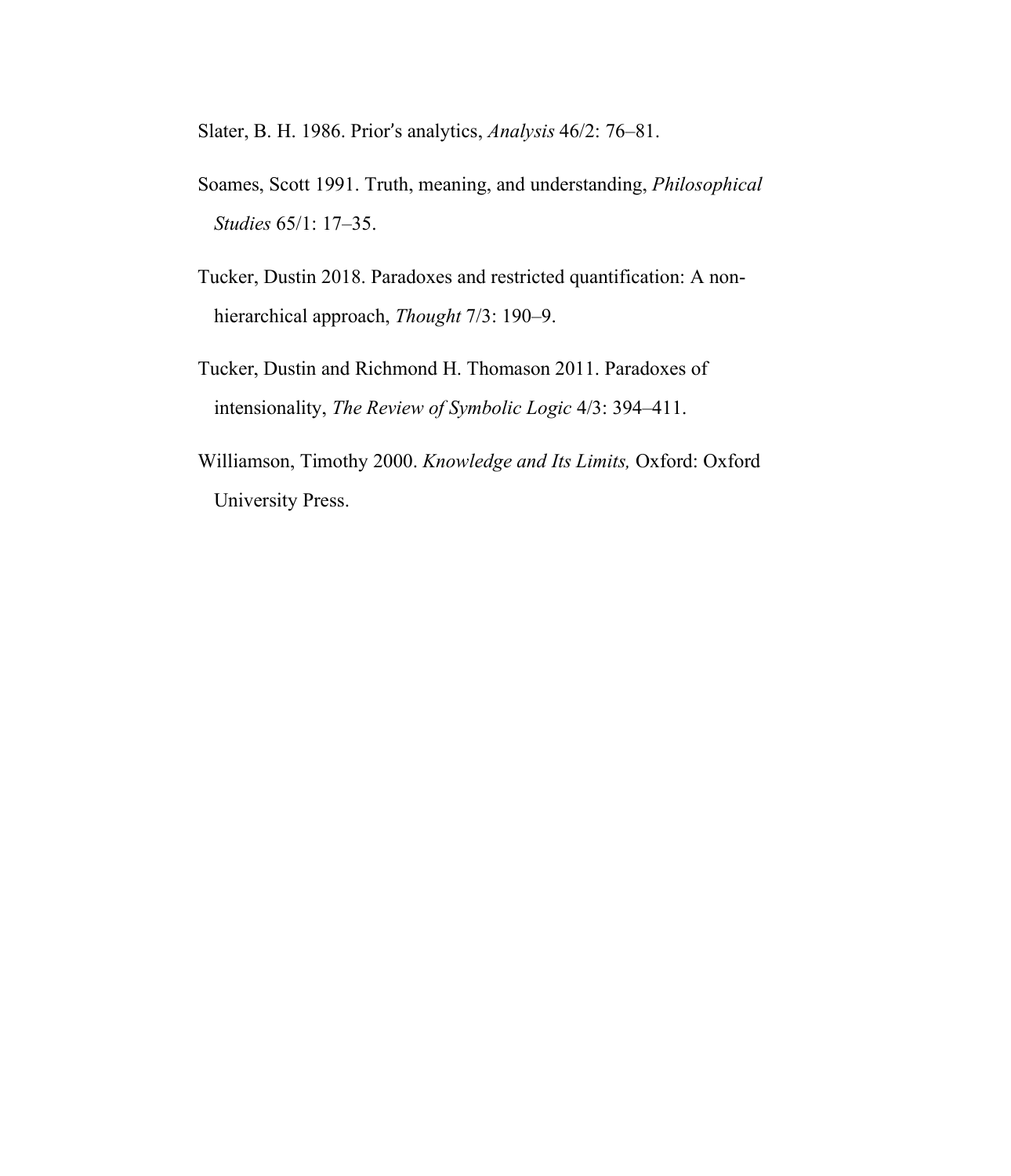Slater, B. H. 1986. Prior's analytics, *Analysis* 46/2: 76–81.

Soames, Scott 1991. Truth, meaning, and understanding, *Philosophical Studies* 65/1: 17–35.

Tucker, Dustin 2018. Paradoxes and restricted quantification: A non-hierarchical approach, *Thought* 7/3: 190–9.

Tucker, Dustin and Richmond H. Thomason 2011. Paradoxes of intensionality, *The Review of Symbolic Logic* 4/3: 394–411.

Williamson, Timothy 2000. *Knowledge and Its Limits,* Oxford: Oxford University Press.